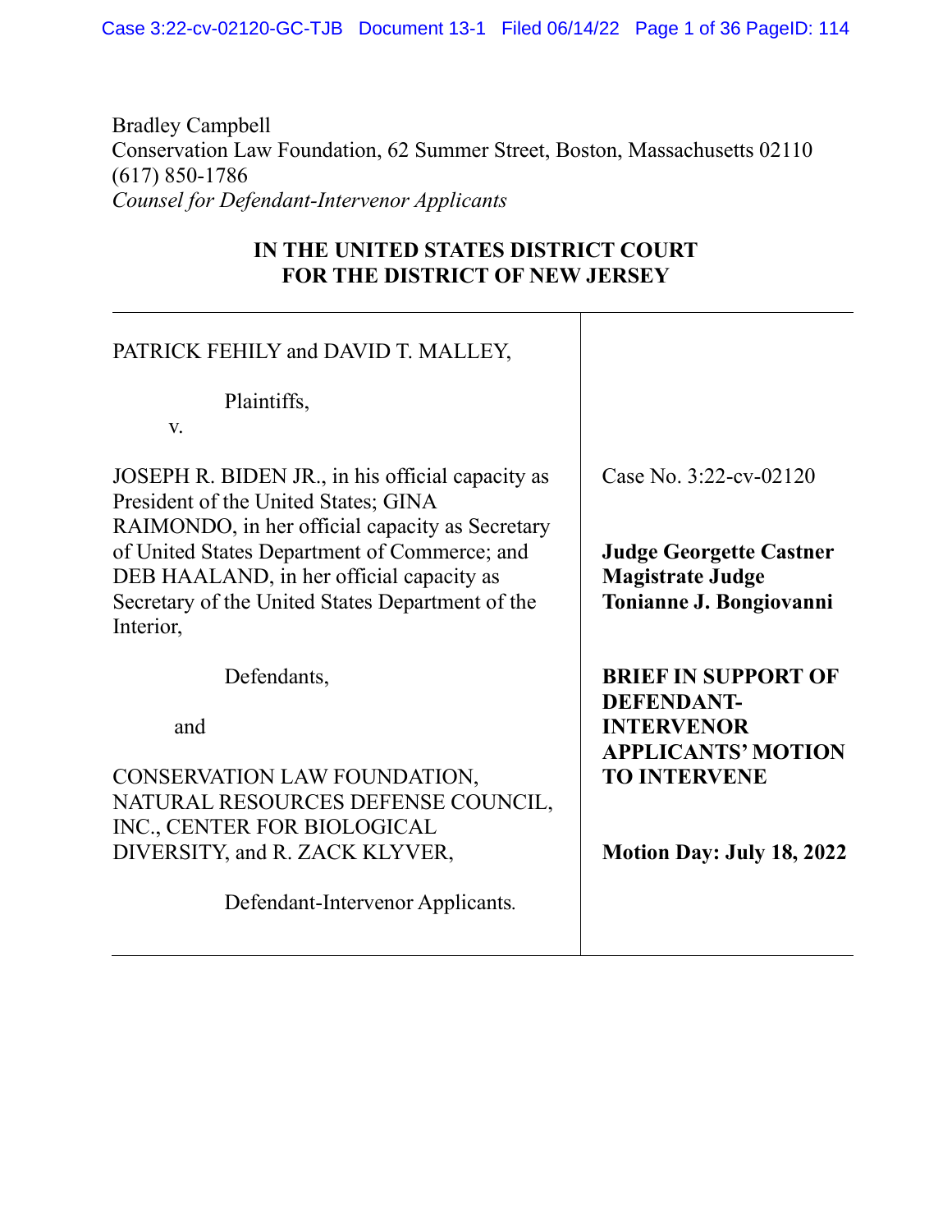Bradley Campbell
Conservation Law Foundation, 62 Summer Street, Boston, Massachusetts 02110
(617) 850-1786
*Counsel for Defendant-Intervenor Applicants*

**IN THE UNITED STATES DISTRICT COURT**
**FOR THE DISTRICT OF NEW JERSEY**

| | |
|---|---|
| PATRICK FEHILY and DAVID T. MALLEY,<br><br>Plaintiffs,<br>v.<br><br>JOSEPH R. BIDEN JR., in his official capacity as President of the United States; GINA RAIMONDO, in her official capacity as Secretary of United States Department of Commerce; and DEB HAALAND, in her official capacity as Secretary of the United States Department of the Interior,<br><br>Defendants,<br><br>and<br><br>CONSERVATION LAW FOUNDATION, NATURAL RESOURCES DEFENSE COUNCIL, INC., CENTER FOR BIOLOGICAL DIVERSITY, and R. ZACK KLYVER,<br><br>Defendant-Intervenor Applicants. | Case No. 3:22-cv-02120<br><br>**Judge Georgette Castner**<br>**Magistrate Judge Tonianne J. Bongiovanni**<br><br>**BRIEF IN SUPPORT OF DEFENDANT-INTERVENOR APPLICANTS' MOTION TO INTERVENE**<br><br>**Motion Day: July 18, 2022** |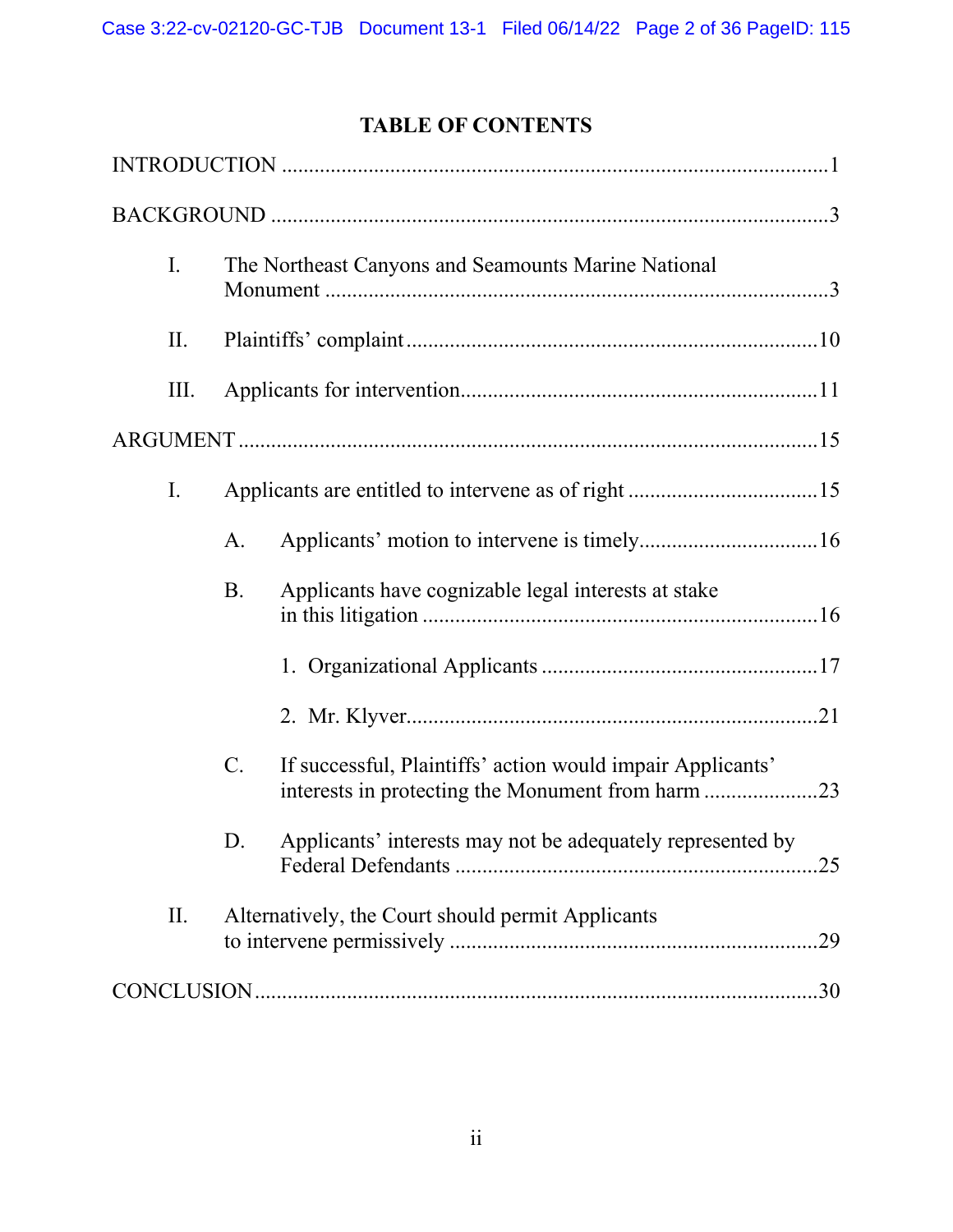# TABLE OF CONTENTS

INTRODUCTION ....................................................................................................1

BACKGROUND .....................................................................................................3

- I. The Northeast Canyons and Seamounts Marine National Monument ............................................................................................3
- II. Plaintiffs' complaint ............................................................................10
- III. Applicants for intervention..................................................................11

ARGUMENT ..........................................................................................................15

- I. Applicants are entitled to intervene as of right ...................................15
  - A. Applicants' motion to intervene is timely.................................16
  - B. Applicants have cognizable legal interests at stake in this litigation .........................................................................16
    - 1. Organizational Applicants ...................................................17
    - 2. Mr. Klyver............................................................................21
  - C. If successful, Plaintiffs' action would impair Applicants' interests in protecting the Monument from harm .....................23
  - D. Applicants' interests may not be adequately represented by Federal Defendants ...................................................................25
- II. Alternatively, the Court should permit Applicants to intervene permissively ....................................................................29

CONCLUSION .......................................................................................................30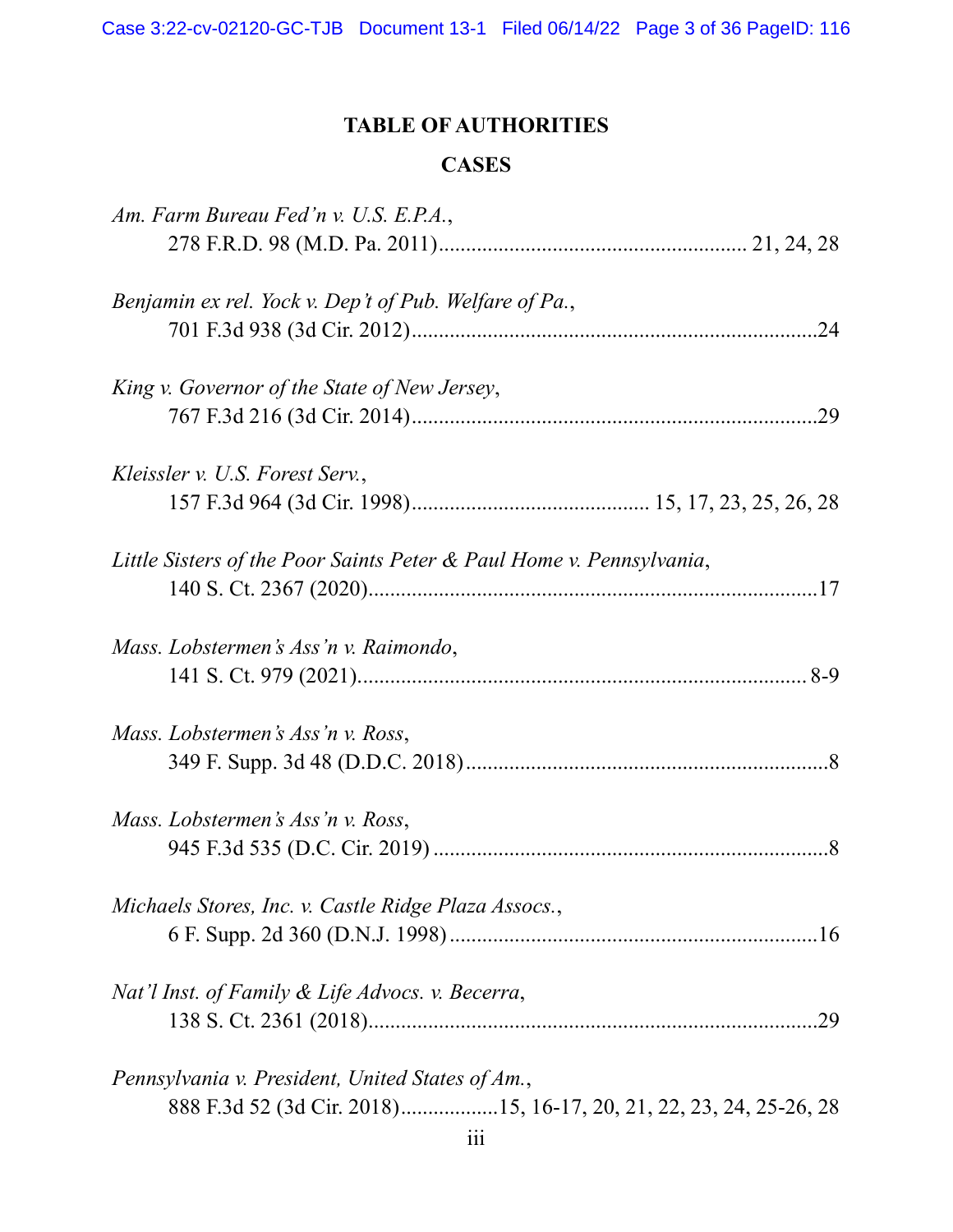## TABLE OF AUTHORITIES

### CASES

*Am. Farm Bureau Fed'n v. U.S. E.P.A.*,
278 F.R.D. 98 (M.D. Pa. 2011)........................................................ 21, 24, 28

*Benjamin ex rel. Yock v. Dep't of Pub. Welfare of Pa.*,
701 F.3d 938 (3d Cir. 2012)..........................................................................24

*King v. Governor of the State of New Jersey*,
767 F.3d 216 (3d Cir. 2014)..........................................................................29

*Kleissler v. U.S. Forest Serv.*,
157 F.3d 964 (3d Cir. 1998)........................................... 15, 17, 23, 25, 26, 28

*Little Sisters of the Poor Saints Peter & Paul Home v. Pennsylvania*,
140 S. Ct. 2367 (2020)...................................................................................17

*Mass. Lobstermen's Ass'n v. Raimondo*,
141 S. Ct. 979 (2021)................................................................................... 8-9

*Mass. Lobstermen's Ass'n v. Ross*,
349 F. Supp. 3d 48 (D.D.C. 2018)...................................................................8

*Mass. Lobstermen's Ass'n v. Ross*,
945 F.3d 535 (D.C. Cir. 2019) ........................................................................8

*Michaels Stores, Inc. v. Castle Ridge Plaza Assocs.*,
6 F. Supp. 2d 360 (D.N.J. 1998)....................................................................16

*Nat'l Inst. of Family & Life Advocs. v. Becerra*,
138 S. Ct. 2361 (2018)...................................................................................29

*Pennsylvania v. President, United States of Am.*,
888 F.3d 52 (3d Cir. 2018).................15, 16-17, 20, 21, 22, 23, 24, 25-26, 28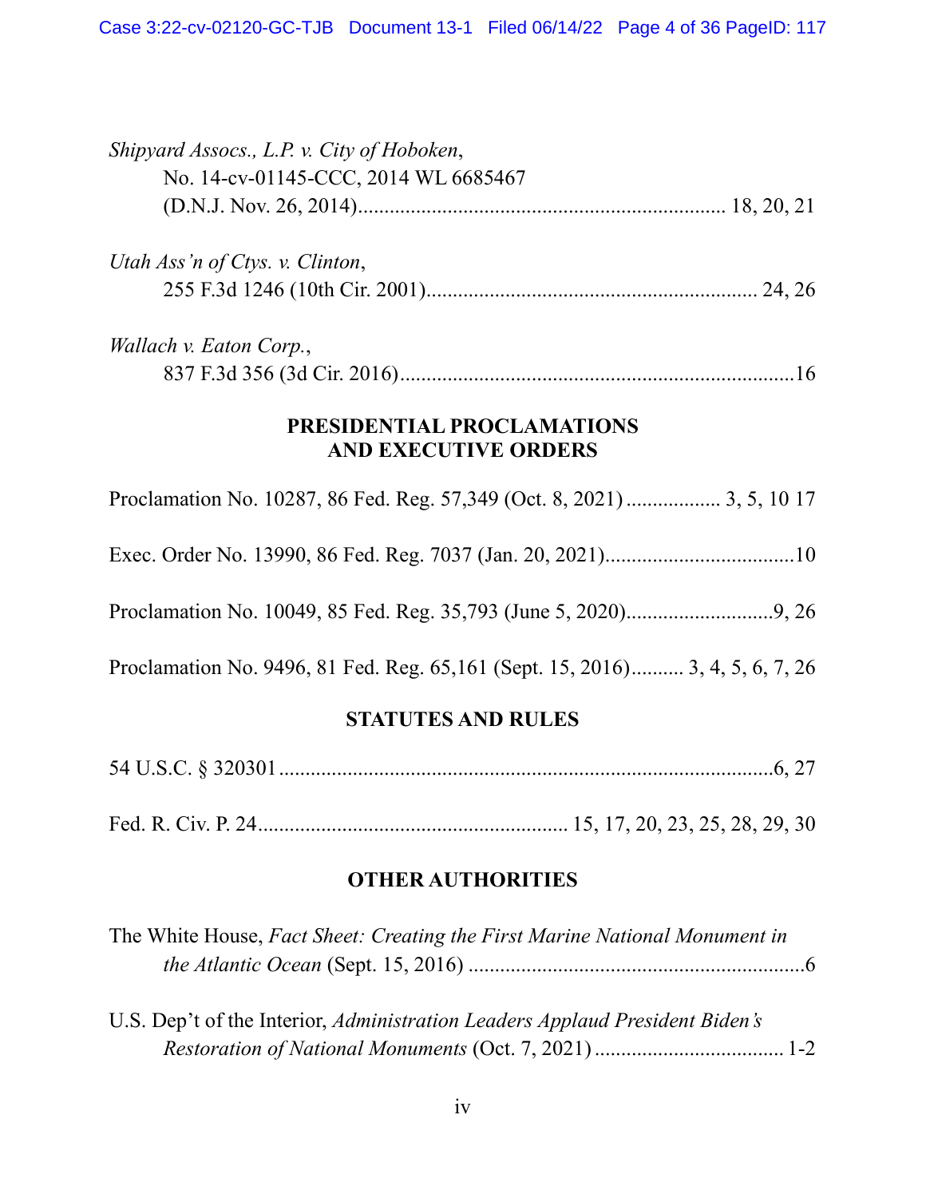*Shipyard Assocs., L.P. v. City of Hoboken*,
No. 14-cv-01145-CCC, 2014 WL 6685467
(D.N.J. Nov. 26, 2014)...................................................................... 18, 20, 21

*Utah Ass'n of Ctys. v. Clinton*,
255 F.3d 1246 (10th Cir. 2001)............................................................. 24, 26

*Wallach v. Eaton Corp.*,
837 F.3d 356 (3d Cir. 2016)...........................................................................16

**PRESIDENTIAL PROCLAMATIONS AND EXECUTIVE ORDERS**

Proclamation No. 10287, 86 Fed. Reg. 57,349 (Oct. 8, 2021).................. 3, 5, 10 17

Exec. Order No. 13990, 86 Fed. Reg. 7037 (Jan. 20, 2021)....................................10

Proclamation No. 10049, 85 Fed. Reg. 35,793 (June 5, 2020)............................9, 26

Proclamation No. 9496, 81 Fed. Reg. 65,161 (Sept. 15, 2016).......... 3, 4, 5, 6, 7, 26

**STATUTES AND RULES**

54 U.S.C. § 320301.............................................................................................6, 27

Fed. R. Civ. P. 24.......................................................... 15, 17, 20, 23, 25, 28, 29, 30

**OTHER AUTHORITIES**

The White House, *Fact Sheet: Creating the First Marine National Monument in the Atlantic Ocean* (Sept. 15, 2016) ................................................................6

U.S. Dep't of the Interior, *Administration Leaders Applaud President Biden's Restoration of National Monuments* (Oct. 7, 2021) .................................... 1-2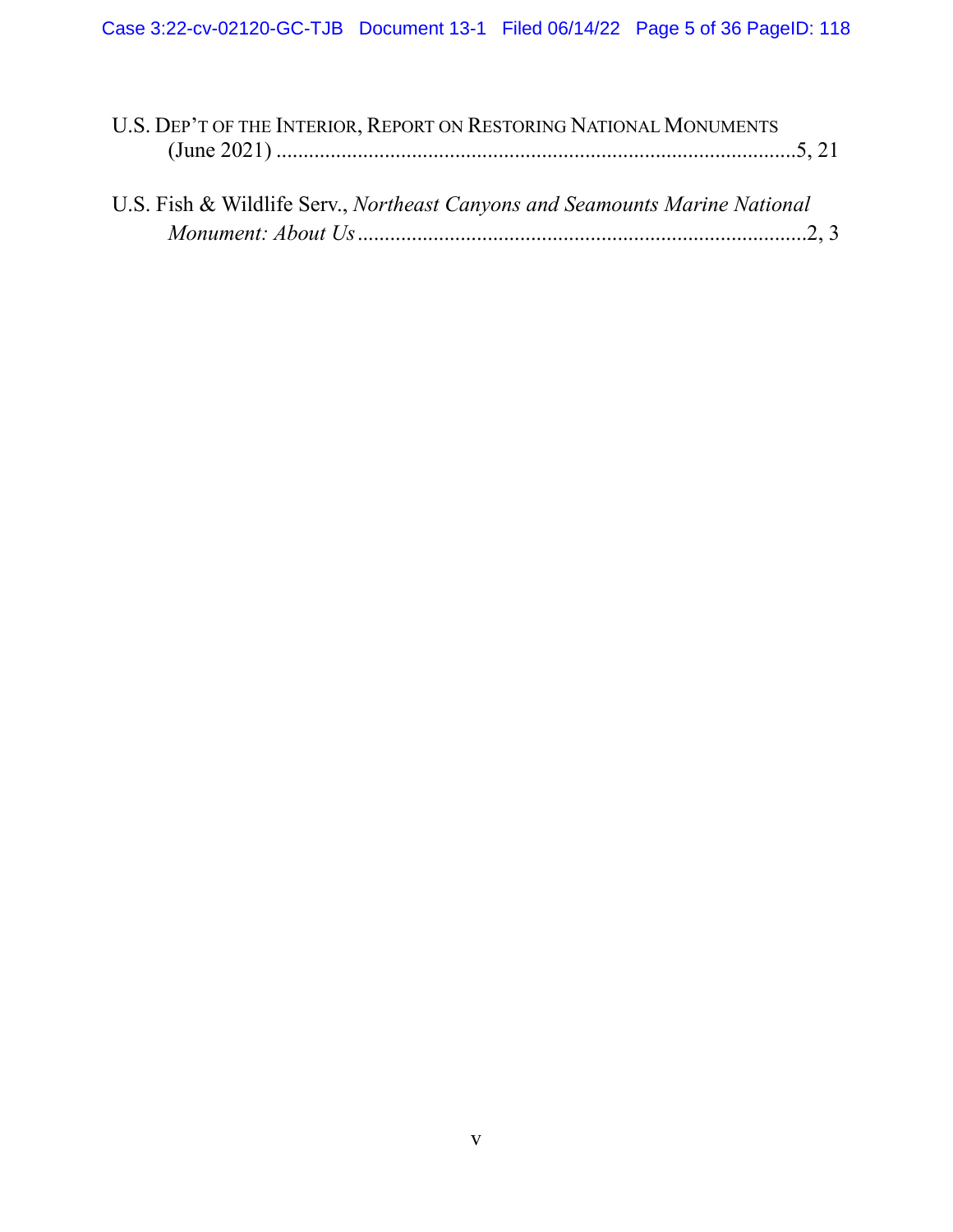U.S. DEP'T OF THE INTERIOR, REPORT ON RESTORING NATIONAL MONUMENTS (June 2021) ................................................................................................5, 21

U.S. Fish & Wildlife Serv., *Northeast Canyons and Seamounts Marine National Monument: About Us* ..................................................................................2, 3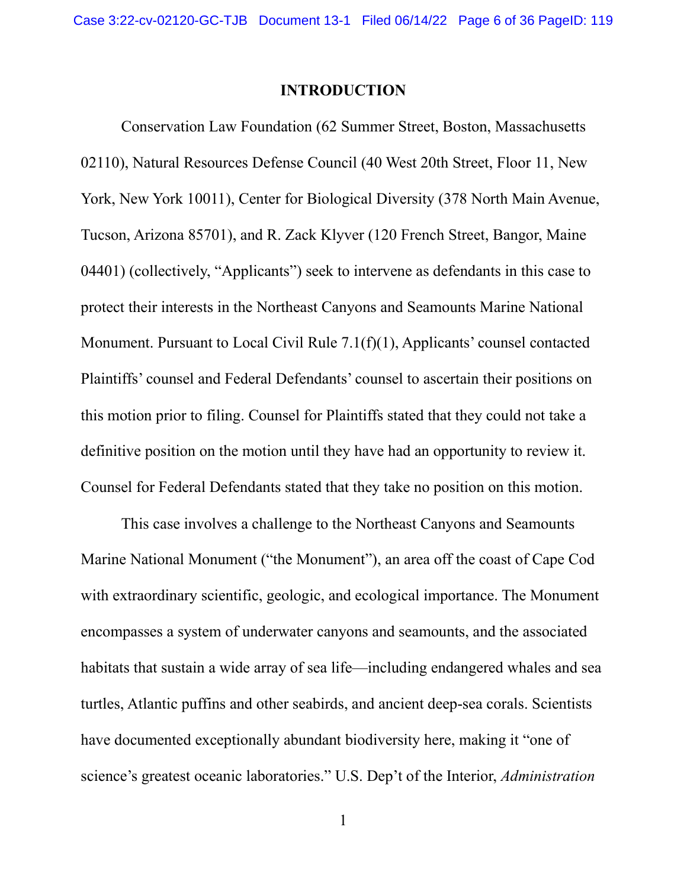## INTRODUCTION

Conservation Law Foundation (62 Summer Street, Boston, Massachusetts 02110), Natural Resources Defense Council (40 West 20th Street, Floor 11, New York, New York 10011), Center for Biological Diversity (378 North Main Avenue, Tucson, Arizona 85701), and R. Zack Klyver (120 French Street, Bangor, Maine 04401) (collectively, "Applicants") seek to intervene as defendants in this case to protect their interests in the Northeast Canyons and Seamounts Marine National Monument. Pursuant to Local Civil Rule 7.1(f)(1), Applicants' counsel contacted Plaintiffs' counsel and Federal Defendants' counsel to ascertain their positions on this motion prior to filing. Counsel for Plaintiffs stated that they could not take a definitive position on the motion until they have had an opportunity to review it. Counsel for Federal Defendants stated that they take no position on this motion.

This case involves a challenge to the Northeast Canyons and Seamounts Marine National Monument ("the Monument"), an area off the coast of Cape Cod with extraordinary scientific, geologic, and ecological importance. The Monument encompasses a system of underwater canyons and seamounts, and the associated habitats that sustain a wide array of sea life—including endangered whales and sea turtles, Atlantic puffins and other seabirds, and ancient deep-sea corals. Scientists have documented exceptionally abundant biodiversity here, making it "one of science's greatest oceanic laboratories." U.S. Dep't of the Interior, *Administration*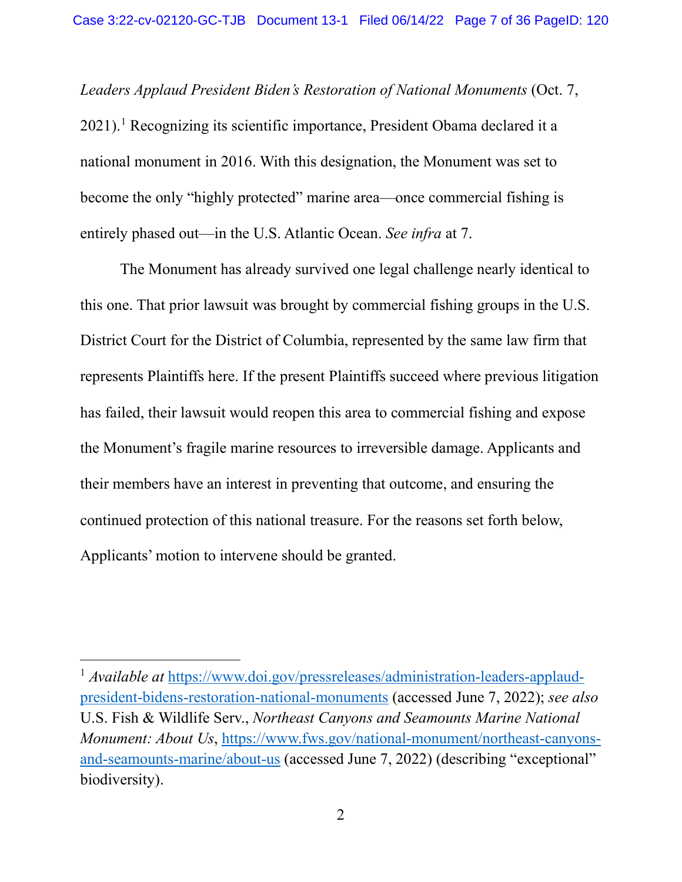*Leaders Applaud President Biden's Restoration of National Monuments* (Oct. 7, 2021).[1] Recognizing its scientific importance, President Obama declared it a national monument in 2016. With this designation, the Monument was set to become the only "highly protected" marine area—once commercial fishing is entirely phased out—in the U.S. Atlantic Ocean. *See infra* at 7.

The Monument has already survived one legal challenge nearly identical to this one. That prior lawsuit was brought by commercial fishing groups in the U.S. District Court for the District of Columbia, represented by the same law firm that represents Plaintiffs here. If the present Plaintiffs succeed where previous litigation has failed, their lawsuit would reopen this area to commercial fishing and expose the Monument's fragile marine resources to irreversible damage. Applicants and their members have an interest in preventing that outcome, and ensuring the continued protection of this national treasure. For the reasons set forth below, Applicants' motion to intervene should be granted.

---

[1] *Available at* https://www.doi.gov/pressreleases/administration-leaders-applaud-president-bidens-restoration-national-monuments (accessed June 7, 2022); *see also* U.S. Fish & Wildlife Serv., *Northeast Canyons and Seamounts Marine National Monument: About Us*, https://www.fws.gov/national-monument/northeast-canyons-and-seamounts-marine/about-us (accessed June 7, 2022) (describing "exceptional" biodiversity).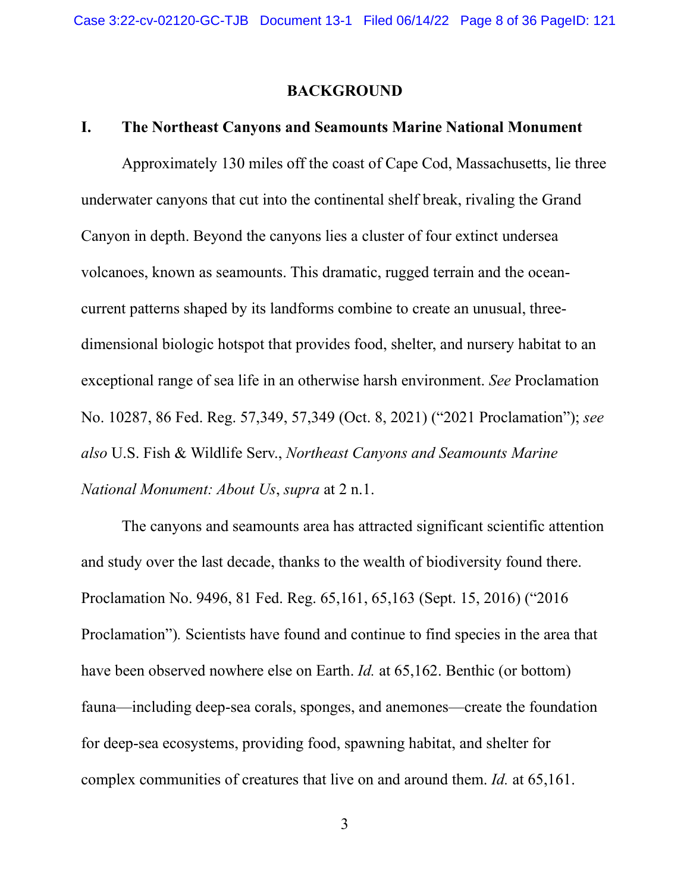## BACKGROUND

### I. The Northeast Canyons and Seamounts Marine National Monument

Approximately 130 miles off the coast of Cape Cod, Massachusetts, lie three underwater canyons that cut into the continental shelf break, rivaling the Grand Canyon in depth. Beyond the canyons lies a cluster of four extinct undersea volcanoes, known as seamounts. This dramatic, rugged terrain and the ocean-current patterns shaped by its landforms combine to create an unusual, three-dimensional biologic hotspot that provides food, shelter, and nursery habitat to an exceptional range of sea life in an otherwise harsh environment. *See* Proclamation No. 10287, 86 Fed. Reg. 57,349, 57,349 (Oct. 8, 2021) ("2021 Proclamation"); *see also* U.S. Fish & Wildlife Serv., *Northeast Canyons and Seamounts Marine National Monument: About Us*, *supra* at 2 n.1.

The canyons and seamounts area has attracted significant scientific attention and study over the last decade, thanks to the wealth of biodiversity found there. Proclamation No. 9496, 81 Fed. Reg. 65,161, 65,163 (Sept. 15, 2016) ("2016 Proclamation"). Scientists have found and continue to find species in the area that have been observed nowhere else on Earth. *Id.* at 65,162. Benthic (or bottom) fauna—including deep-sea corals, sponges, and anemones—create the foundation for deep-sea ecosystems, providing food, spawning habitat, and shelter for complex communities of creatures that live on and around them. *Id.* at 65,161.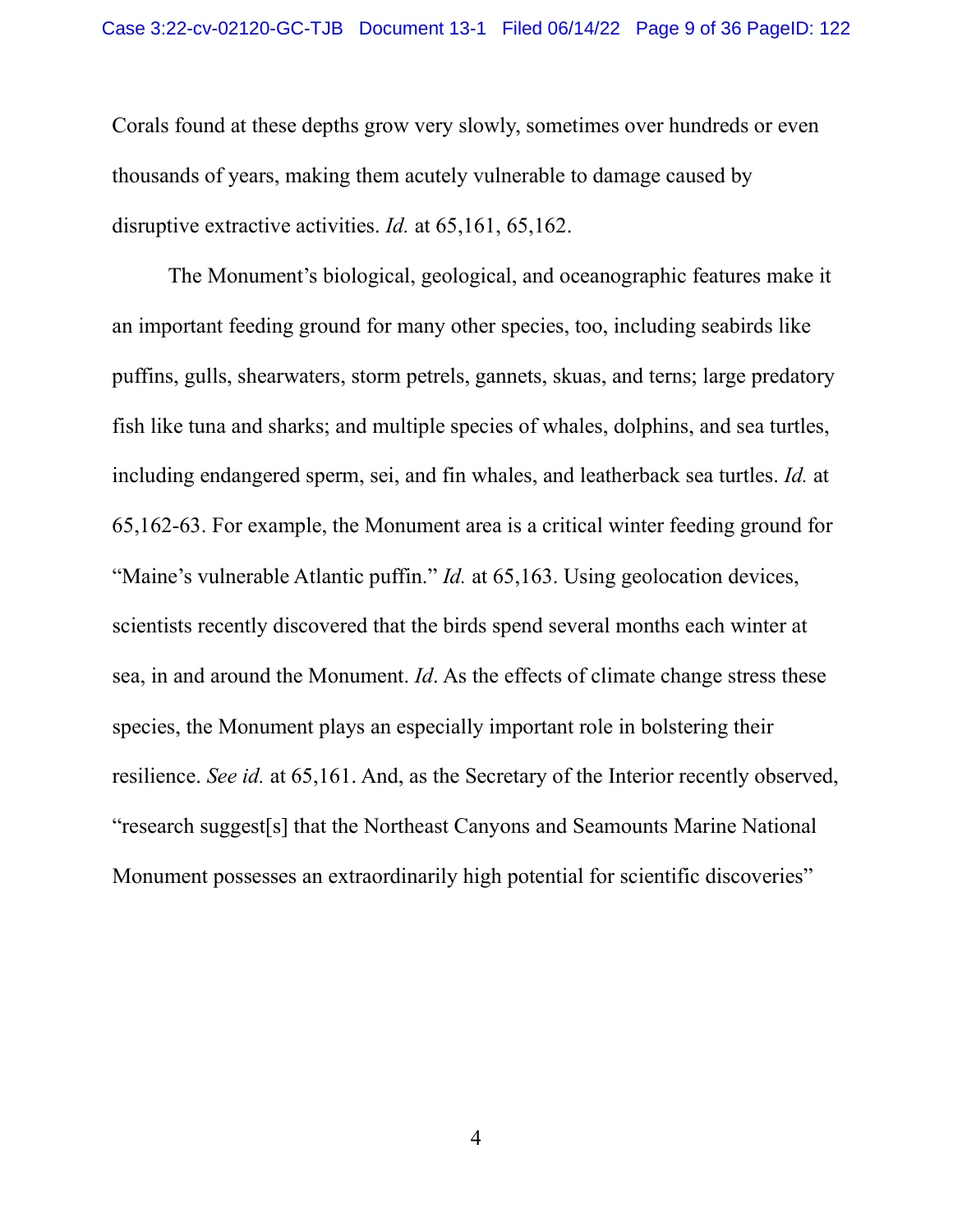Corals found at these depths grow very slowly, sometimes over hundreds or even thousands of years, making them acutely vulnerable to damage caused by disruptive extractive activities. *Id.* at 65,161, 65,162.

The Monument's biological, geological, and oceanographic features make it an important feeding ground for many other species, too, including seabirds like puffins, gulls, shearwaters, storm petrels, gannets, skuas, and terns; large predatory fish like tuna and sharks; and multiple species of whales, dolphins, and sea turtles, including endangered sperm, sei, and fin whales, and leatherback sea turtles. *Id.* at 65,162-63. For example, the Monument area is a critical winter feeding ground for "Maine's vulnerable Atlantic puffin." *Id.* at 65,163. Using geolocation devices, scientists recently discovered that the birds spend several months each winter at sea, in and around the Monument. *Id*. As the effects of climate change stress these species, the Monument plays an especially important role in bolstering their resilience. *See id.* at 65,161. And, as the Secretary of the Interior recently observed, "research suggest[s] that the Northeast Canyons and Seamounts Marine National Monument possesses an extraordinarily high potential for scientific discoveries"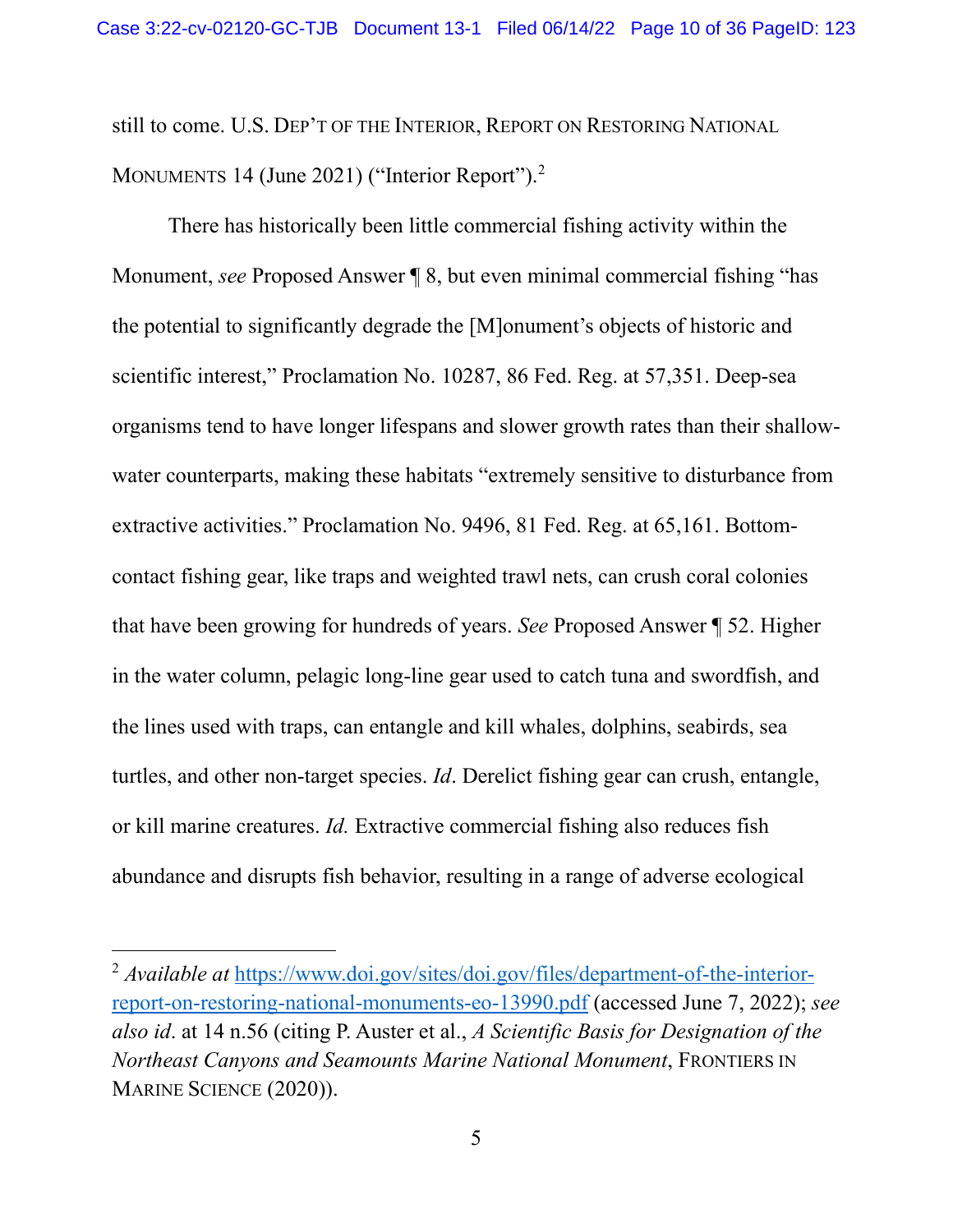still to come. U.S. DEP'T OF THE INTERIOR, REPORT ON RESTORING NATIONAL MONUMENTS 14 (June 2021) ("Interior Report").[2]

There has historically been little commercial fishing activity within the Monument, *see* Proposed Answer ¶ 8, but even minimal commercial fishing "has the potential to significantly degrade the [M]onument's objects of historic and scientific interest," Proclamation No. 10287, 86 Fed. Reg. at 57,351. Deep-sea organisms tend to have longer lifespans and slower growth rates than their shallow-water counterparts, making these habitats "extremely sensitive to disturbance from extractive activities." Proclamation No. 9496, 81 Fed. Reg. at 65,161. Bottom-contact fishing gear, like traps and weighted trawl nets, can crush coral colonies that have been growing for hundreds of years. *See* Proposed Answer ¶ 52. Higher in the water column, pelagic long-line gear used to catch tuna and swordfish, and the lines used with traps, can entangle and kill whales, dolphins, seabirds, sea turtles, and other non-target species. *Id*. Derelict fishing gear can crush, entangle, or kill marine creatures. *Id.* Extractive commercial fishing also reduces fish abundance and disrupts fish behavior, resulting in a range of adverse ecological

---

[2] *Available at* https://www.doi.gov/sites/doi.gov/files/department-of-the-interior-report-on-restoring-national-monuments-eo-13990.pdf (accessed June 7, 2022); *see also id*. at 14 n.56 (citing P. Auster et al., *A Scientific Basis for Designation of the Northeast Canyons and Seamounts Marine National Monument*, FRONTIERS IN MARINE SCIENCE (2020)).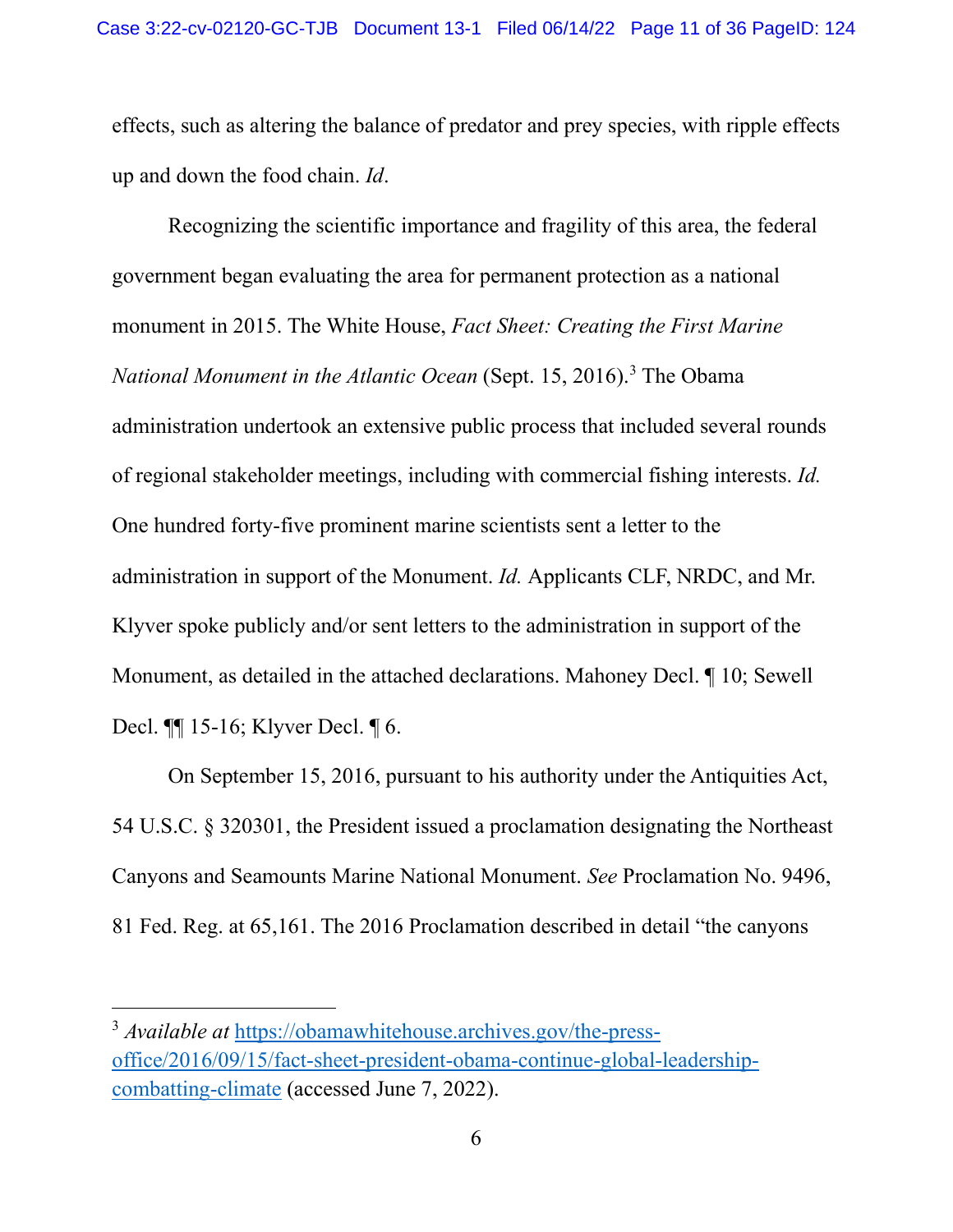effects, such as altering the balance of predator and prey species, with ripple effects up and down the food chain. *Id*.

Recognizing the scientific importance and fragility of this area, the federal government began evaluating the area for permanent protection as a national monument in 2015. The White House, *Fact Sheet: Creating the First Marine National Monument in the Atlantic Ocean* (Sept. 15, 2016).[3] The Obama administration undertook an extensive public process that included several rounds of regional stakeholder meetings, including with commercial fishing interests. *Id.* One hundred forty-five prominent marine scientists sent a letter to the administration in support of the Monument. *Id.* Applicants CLF, NRDC, and Mr. Klyver spoke publicly and/or sent letters to the administration in support of the Monument, as detailed in the attached declarations. Mahoney Decl. ¶ 10; Sewell Decl. ¶¶ 15-16; Klyver Decl. ¶ 6.

On September 15, 2016, pursuant to his authority under the Antiquities Act, 54 U.S.C. § 320301, the President issued a proclamation designating the Northeast Canyons and Seamounts Marine National Monument. *See* Proclamation No. 9496, 81 Fed. Reg. at 65,161. The 2016 Proclamation described in detail "the canyons

---

[3] *Available at* [https://obamawhitehouse.archives.gov/the-press-office/2016/09/15/fact-sheet-president-obama-continue-global-leadership-combatting-climate](https://obamawhitehouse.archives.gov/the-press-office/2016/09/15/fact-sheet-president-obama-continue-global-leadership-combatting-climate) (accessed June 7, 2022).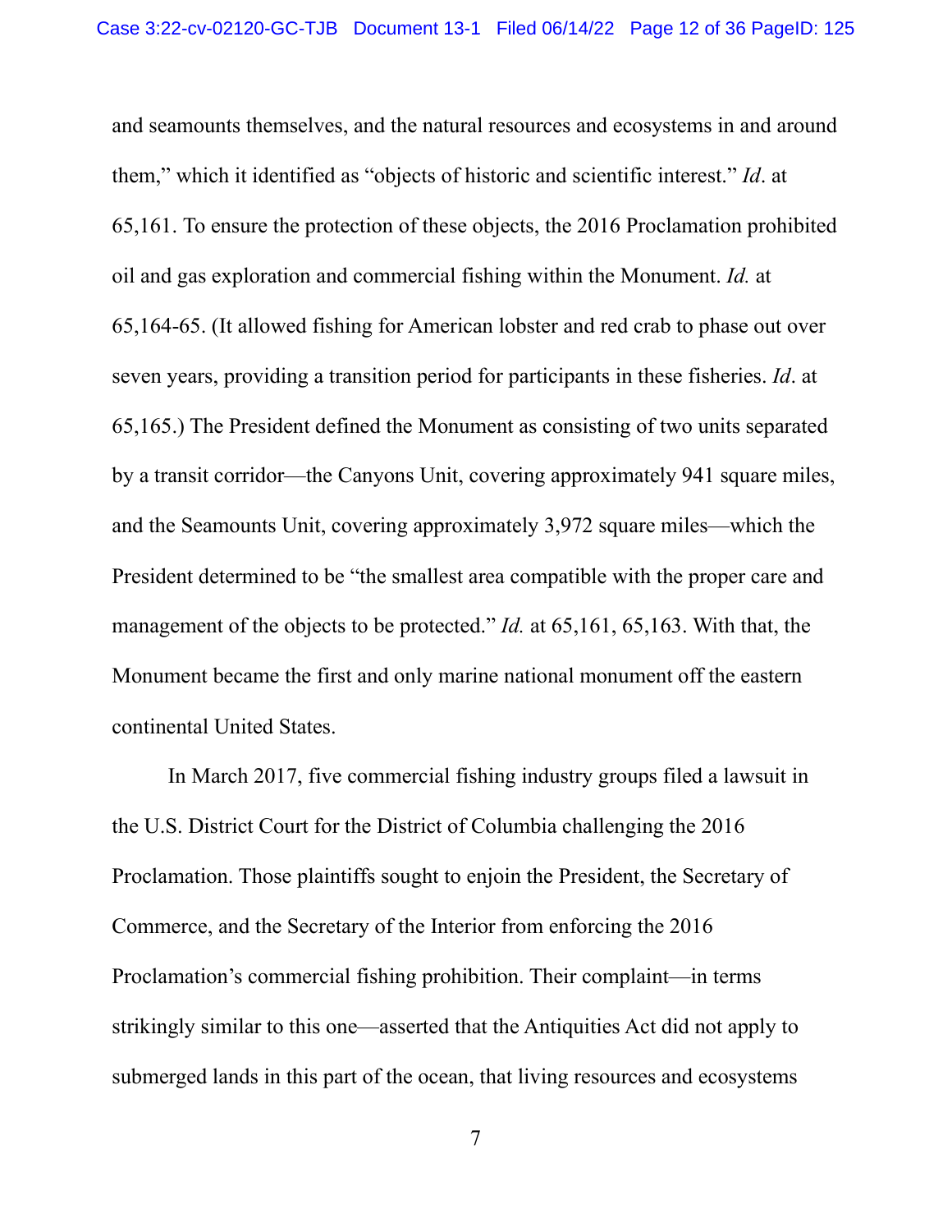and seamounts themselves, and the natural resources and ecosystems in and around them," which it identified as "objects of historic and scientific interest." *Id*. at 65,161. To ensure the protection of these objects, the 2016 Proclamation prohibited oil and gas exploration and commercial fishing within the Monument. *Id.* at 65,164-65. (It allowed fishing for American lobster and red crab to phase out over seven years, providing a transition period for participants in these fisheries. *Id*. at 65,165.) The President defined the Monument as consisting of two units separated by a transit corridor—the Canyons Unit, covering approximately 941 square miles, and the Seamounts Unit, covering approximately 3,972 square miles—which the President determined to be "the smallest area compatible with the proper care and management of the objects to be protected." *Id.* at 65,161, 65,163. With that, the Monument became the first and only marine national monument off the eastern continental United States.

In March 2017, five commercial fishing industry groups filed a lawsuit in the U.S. District Court for the District of Columbia challenging the 2016 Proclamation. Those plaintiffs sought to enjoin the President, the Secretary of Commerce, and the Secretary of the Interior from enforcing the 2016 Proclamation's commercial fishing prohibition. Their complaint—in terms strikingly similar to this one—asserted that the Antiquities Act did not apply to submerged lands in this part of the ocean, that living resources and ecosystems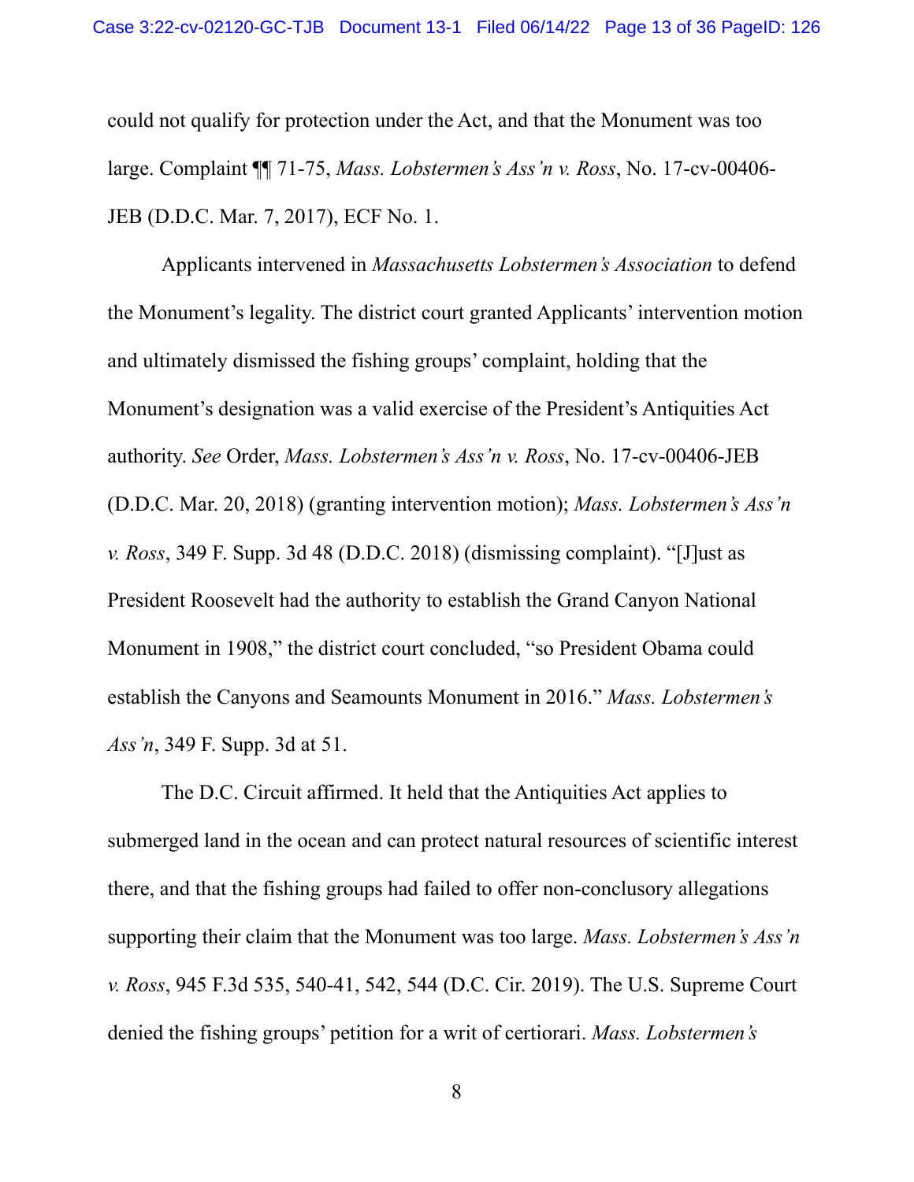could not qualify for protection under the Act, and that the Monument was too large. Complaint ¶¶ 71-75, *Mass. Lobstermen's Ass'n v. Ross*, No. 17-cv-00406-JEB (D.D.C. Mar. 7, 2017), ECF No. 1.

Applicants intervened in *Massachusetts Lobstermen's Association* to defend the Monument's legality. The district court granted Applicants' intervention motion and ultimately dismissed the fishing groups' complaint, holding that the Monument's designation was a valid exercise of the President's Antiquities Act authority. *See* Order, *Mass. Lobstermen's Ass'n v. Ross*, No. 17-cv-00406-JEB (D.D.C. Mar. 20, 2018) (granting intervention motion); *Mass. Lobstermen's Ass'n v. Ross*, 349 F. Supp. 3d 48 (D.D.C. 2018) (dismissing complaint). "[J]ust as President Roosevelt had the authority to establish the Grand Canyon National Monument in 1908," the district court concluded, "so President Obama could establish the Canyons and Seamounts Monument in 2016." *Mass. Lobstermen's Ass'n*, 349 F. Supp. 3d at 51.

The D.C. Circuit affirmed. It held that the Antiquities Act applies to submerged land in the ocean and can protect natural resources of scientific interest there, and that the fishing groups had failed to offer non-conclusory allegations supporting their claim that the Monument was too large. *Mass. Lobstermen's Ass'n v. Ross*, 945 F.3d 535, 540-41, 542, 544 (D.C. Cir. 2019). The U.S. Supreme Court denied the fishing groups' petition for a writ of certiorari. *Mass. Lobstermen's*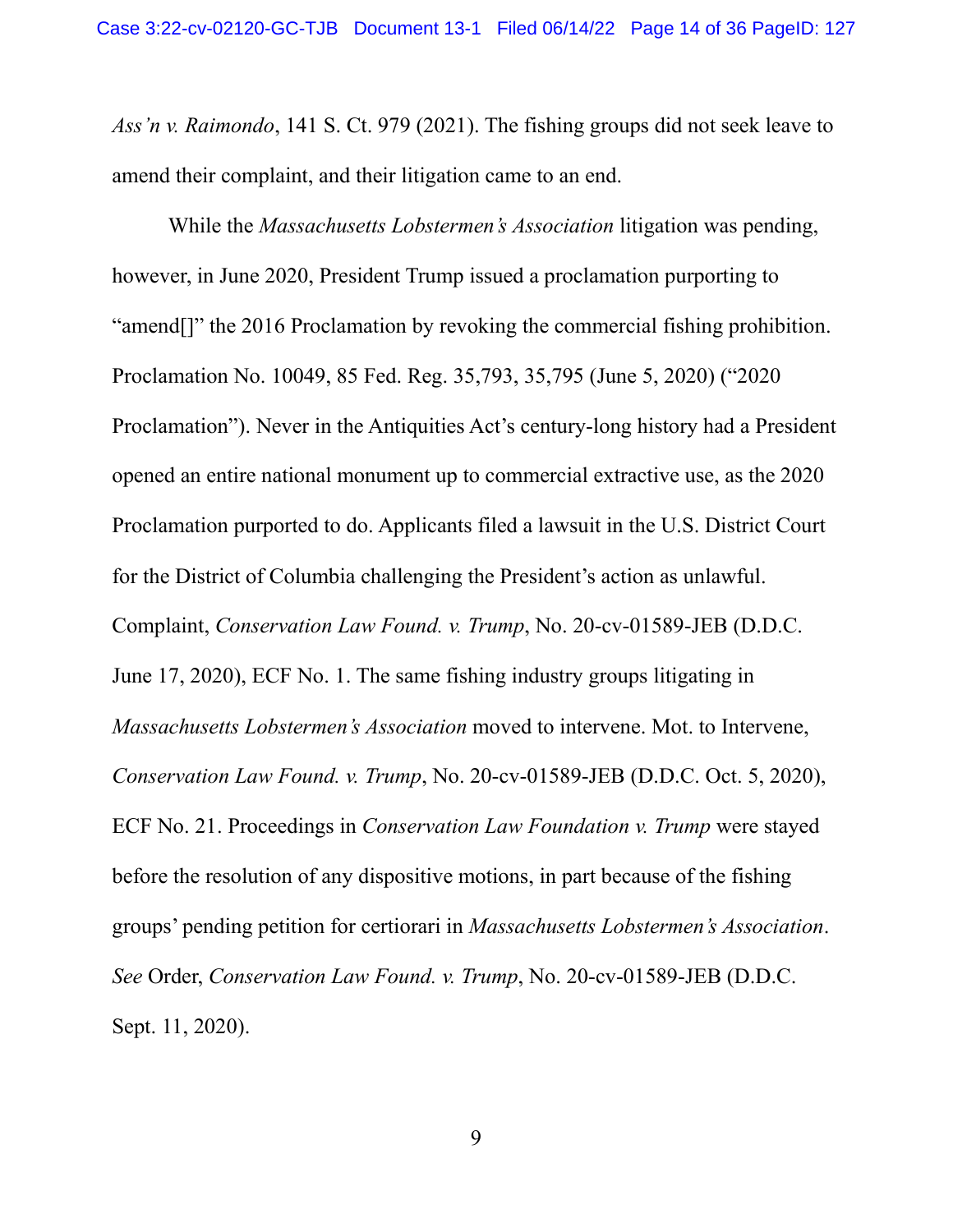*Ass'n v. Raimondo*, 141 S. Ct. 979 (2021). The fishing groups did not seek leave to amend their complaint, and their litigation came to an end.

While the *Massachusetts Lobstermen's Association* litigation was pending, however, in June 2020, President Trump issued a proclamation purporting to "amend[]" the 2016 Proclamation by revoking the commercial fishing prohibition. Proclamation No. 10049, 85 Fed. Reg. 35,793, 35,795 (June 5, 2020) ("2020 Proclamation"). Never in the Antiquities Act's century-long history had a President opened an entire national monument up to commercial extractive use, as the 2020 Proclamation purported to do. Applicants filed a lawsuit in the U.S. District Court for the District of Columbia challenging the President's action as unlawful. Complaint, *Conservation Law Found. v. Trump*, No. 20-cv-01589-JEB (D.D.C. June 17, 2020), ECF No. 1. The same fishing industry groups litigating in *Massachusetts Lobstermen's Association* moved to intervene. Mot. to Intervene, *Conservation Law Found. v. Trump*, No. 20-cv-01589-JEB (D.D.C. Oct. 5, 2020), ECF No. 21. Proceedings in *Conservation Law Foundation v. Trump* were stayed before the resolution of any dispositive motions, in part because of the fishing groups' pending petition for certiorari in *Massachusetts Lobstermen's Association*. *See* Order, *Conservation Law Found. v. Trump*, No. 20-cv-01589-JEB (D.D.C. Sept. 11, 2020).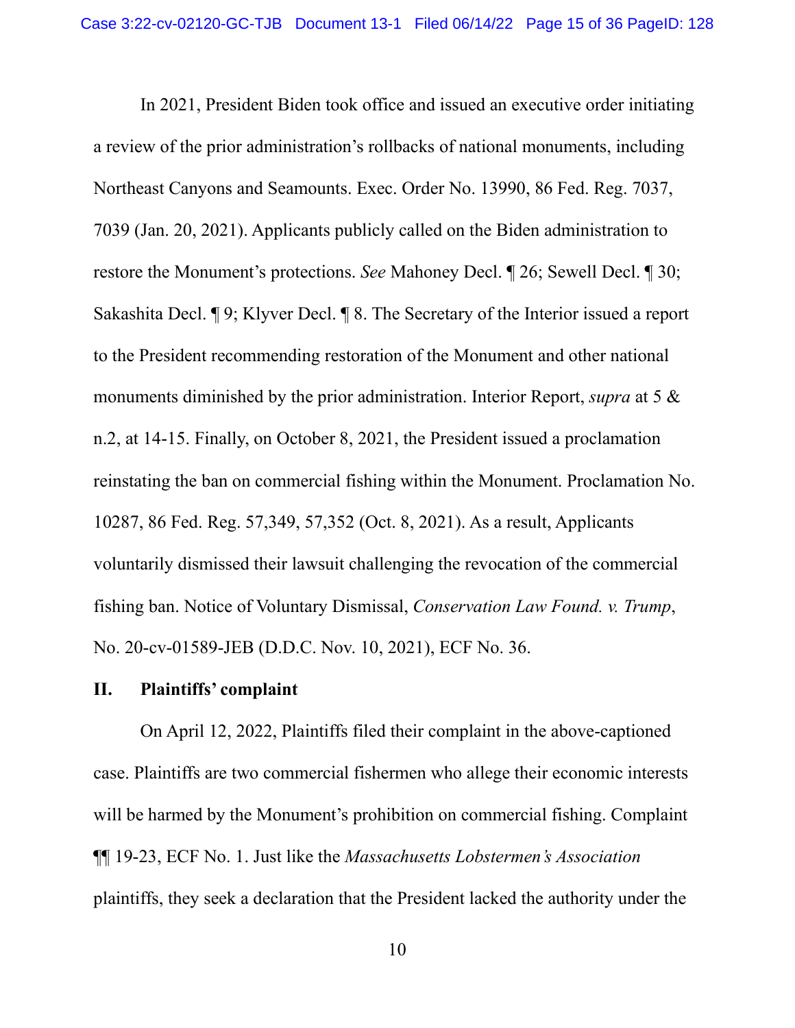In 2021, President Biden took office and issued an executive order initiating a review of the prior administration's rollbacks of national monuments, including Northeast Canyons and Seamounts. Exec. Order No. 13990, 86 Fed. Reg. 7037, 7039 (Jan. 20, 2021). Applicants publicly called on the Biden administration to restore the Monument's protections. *See* Mahoney Decl. ¶ 26; Sewell Decl. ¶ 30; Sakashita Decl. ¶ 9; Klyver Decl. ¶ 8. The Secretary of the Interior issued a report to the President recommending restoration of the Monument and other national monuments diminished by the prior administration. Interior Report, *supra* at 5 & n.2, at 14-15. Finally, on October 8, 2021, the President issued a proclamation reinstating the ban on commercial fishing within the Monument. Proclamation No. 10287, 86 Fed. Reg. 57,349, 57,352 (Oct. 8, 2021). As a result, Applicants voluntarily dismissed their lawsuit challenging the revocation of the commercial fishing ban. Notice of Voluntary Dismissal, *Conservation Law Found. v. Trump*, No. 20-cv-01589-JEB (D.D.C. Nov. 10, 2021), ECF No. 36.

## II. Plaintiffs' complaint

On April 12, 2022, Plaintiffs filed their complaint in the above-captioned case. Plaintiffs are two commercial fishermen who allege their economic interests will be harmed by the Monument's prohibition on commercial fishing. Complaint ¶¶ 19-23, ECF No. 1. Just like the *Massachusetts Lobstermen's Association* plaintiffs, they seek a declaration that the President lacked the authority under the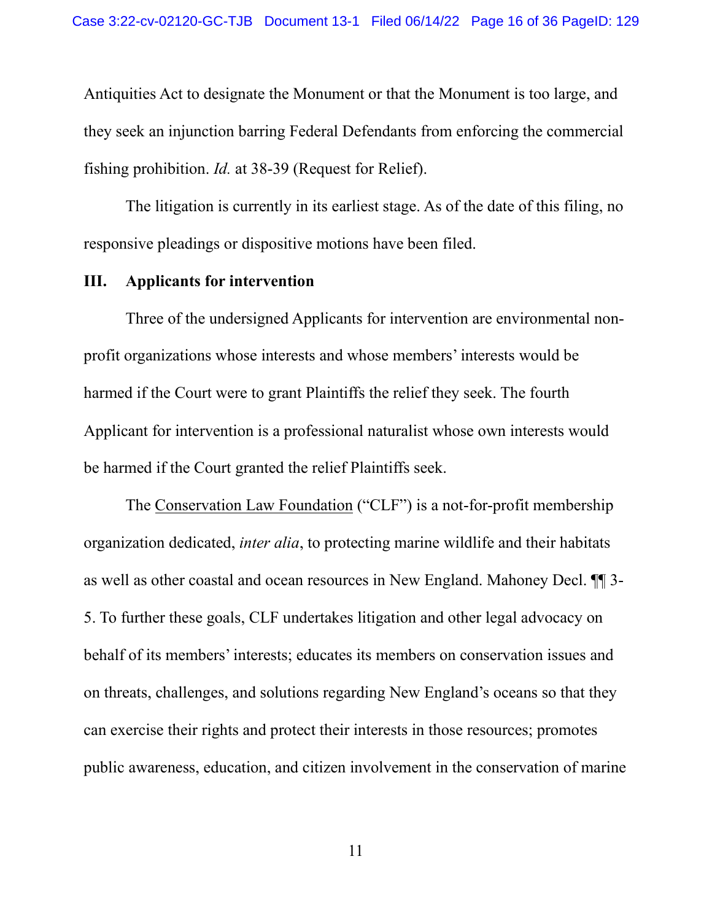Antiquities Act to designate the Monument or that the Monument is too large, and they seek an injunction barring Federal Defendants from enforcing the commercial fishing prohibition. *Id.* at 38-39 (Request for Relief).

The litigation is currently in its earliest stage. As of the date of this filing, no responsive pleadings or dispositive motions have been filed.

## III. Applicants for intervention

Three of the undersigned Applicants for intervention are environmental non-profit organizations whose interests and whose members' interests would be harmed if the Court were to grant Plaintiffs the relief they seek. The fourth Applicant for intervention is a professional naturalist whose own interests would be harmed if the Court granted the relief Plaintiffs seek.

The Conservation Law Foundation ("CLF") is a not-for-profit membership organization dedicated, *inter alia*, to protecting marine wildlife and their habitats as well as other coastal and ocean resources in New England. Mahoney Decl. ¶¶ 3-5. To further these goals, CLF undertakes litigation and other legal advocacy on behalf of its members' interests; educates its members on conservation issues and on threats, challenges, and solutions regarding New England's oceans so that they can exercise their rights and protect their interests in those resources; promotes public awareness, education, and citizen involvement in the conservation of marine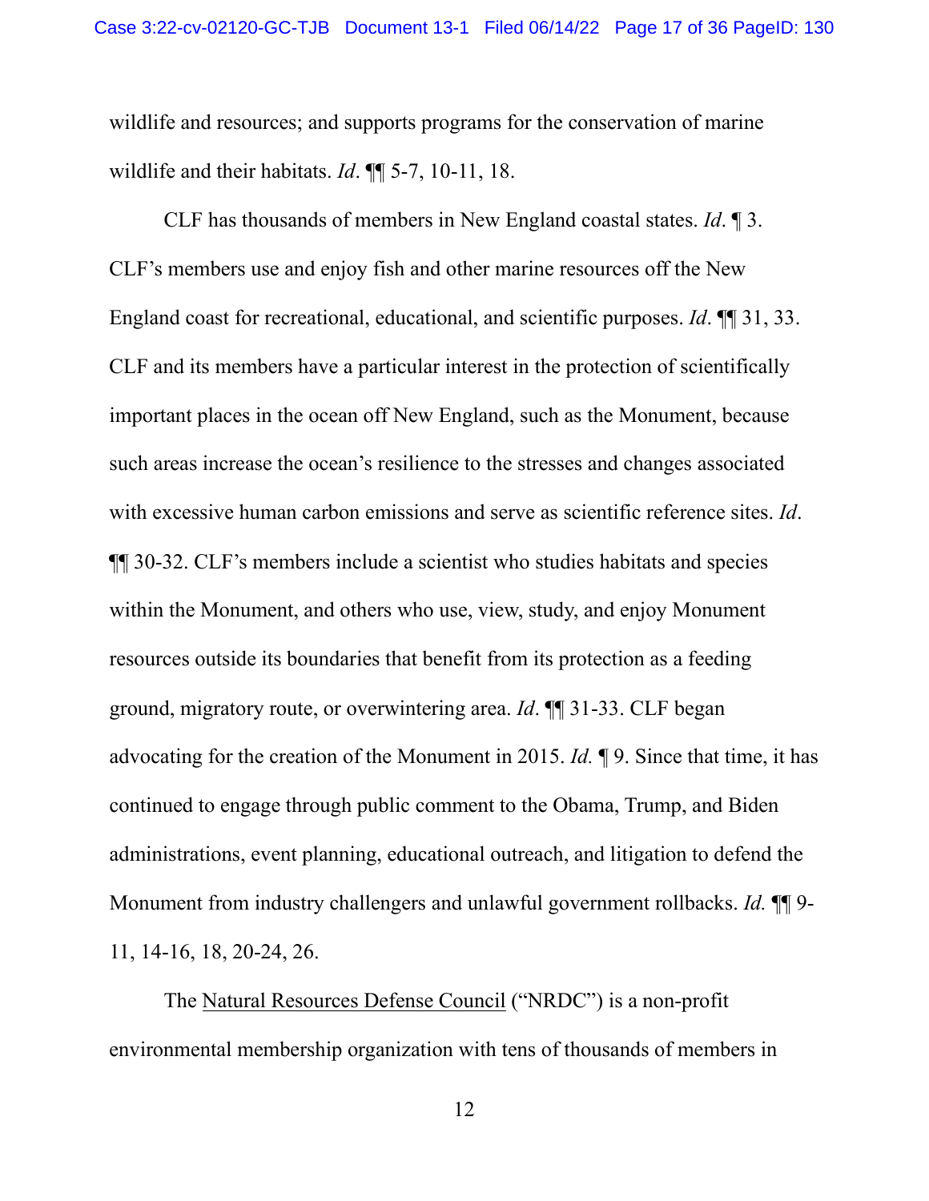wildlife and resources; and supports programs for the conservation of marine wildlife and their habitats. *Id*. ¶¶ 5-7, 10-11, 18.

CLF has thousands of members in New England coastal states. *Id*. ¶ 3. CLF's members use and enjoy fish and other marine resources off the New England coast for recreational, educational, and scientific purposes. *Id*. ¶¶ 31, 33. CLF and its members have a particular interest in the protection of scientifically important places in the ocean off New England, such as the Monument, because such areas increase the ocean's resilience to the stresses and changes associated with excessive human carbon emissions and serve as scientific reference sites. *Id*. ¶¶ 30-32. CLF's members include a scientist who studies habitats and species within the Monument, and others who use, view, study, and enjoy Monument resources outside its boundaries that benefit from its protection as a feeding ground, migratory route, or overwintering area. *Id*. ¶¶ 31-33. CLF began advocating for the creation of the Monument in 2015. *Id.* ¶ 9. Since that time, it has continued to engage through public comment to the Obama, Trump, and Biden administrations, event planning, educational outreach, and litigation to defend the Monument from industry challengers and unlawful government rollbacks. *Id.* ¶¶ 9-11, 14-16, 18, 20-24, 26.

The <u>Natural Resources Defense Council</u> ("NRDC") is a non-profit environmental membership organization with tens of thousands of members in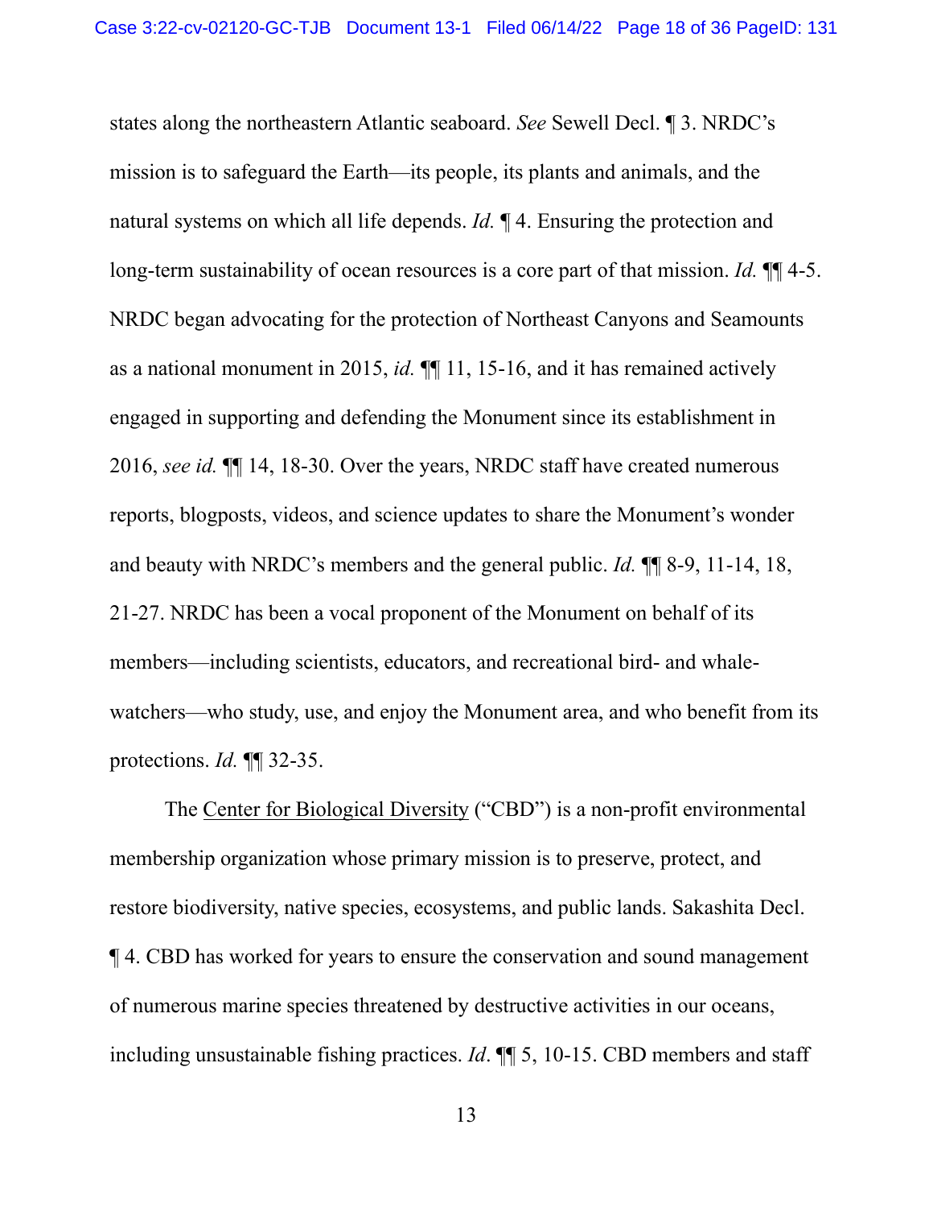states along the northeastern Atlantic seaboard. *See* Sewell Decl. ¶ 3. NRDC's mission is to safeguard the Earth—its people, its plants and animals, and the natural systems on which all life depends. *Id.* ¶ 4. Ensuring the protection and long-term sustainability of ocean resources is a core part of that mission. *Id.* ¶¶ 4-5. NRDC began advocating for the protection of Northeast Canyons and Seamounts as a national monument in 2015, *id.* ¶¶ 11, 15-16, and it has remained actively engaged in supporting and defending the Monument since its establishment in 2016, *see id.* ¶¶ 14, 18-30. Over the years, NRDC staff have created numerous reports, blogposts, videos, and science updates to share the Monument's wonder and beauty with NRDC's members and the general public. *Id.* ¶¶ 8-9, 11-14, 18, 21-27. NRDC has been a vocal proponent of the Monument on behalf of its members—including scientists, educators, and recreational bird- and whale-watchers—who study, use, and enjoy the Monument area, and who benefit from its protections. *Id.* ¶¶ 32-35.

The <u>Center for Biological Diversity</u> ("CBD") is a non-profit environmental membership organization whose primary mission is to preserve, protect, and restore biodiversity, native species, ecosystems, and public lands. Sakashita Decl. ¶ 4. CBD has worked for years to ensure the conservation and sound management of numerous marine species threatened by destructive activities in our oceans, including unsustainable fishing practices. *Id*. ¶¶ 5, 10-15. CBD members and staff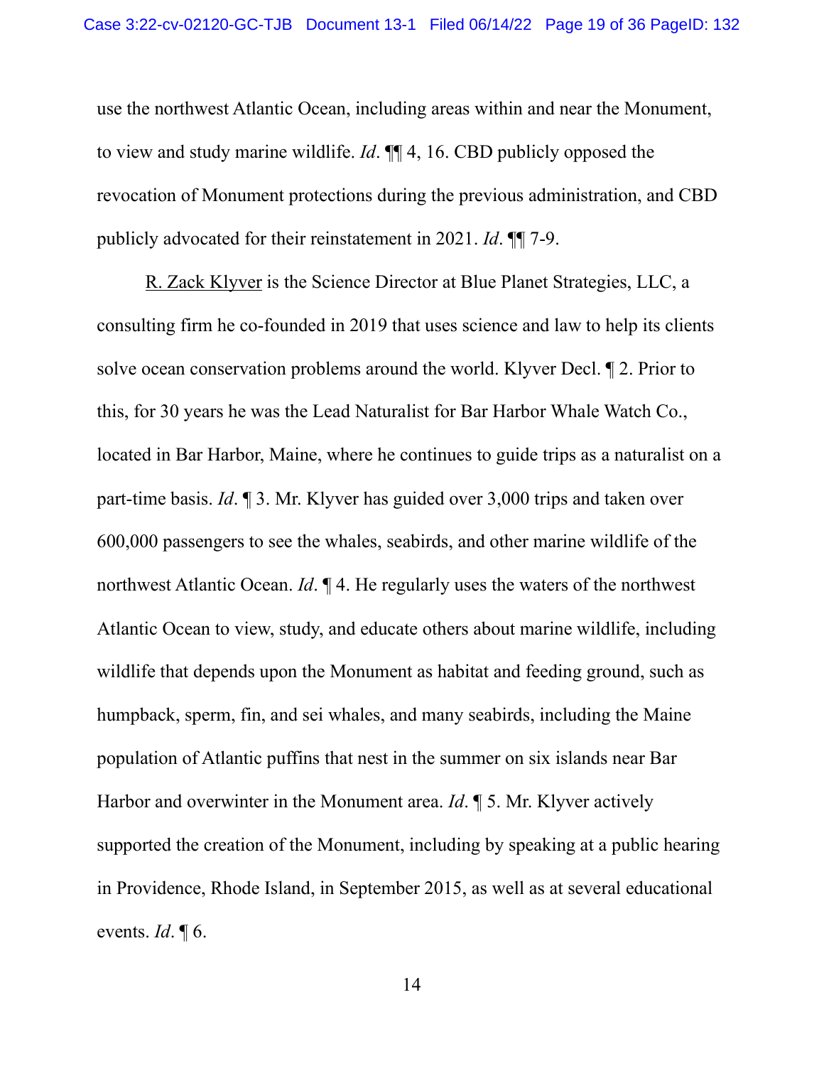use the northwest Atlantic Ocean, including areas within and near the Monument, to view and study marine wildlife. *Id*. ¶¶ 4, 16. CBD publicly opposed the revocation of Monument protections during the previous administration, and CBD publicly advocated for their reinstatement in 2021. *Id*. ¶¶ 7-9.

R. Zack Klyver is the Science Director at Blue Planet Strategies, LLC, a consulting firm he co-founded in 2019 that uses science and law to help its clients solve ocean conservation problems around the world. Klyver Decl. ¶ 2. Prior to this, for 30 years he was the Lead Naturalist for Bar Harbor Whale Watch Co., located in Bar Harbor, Maine, where he continues to guide trips as a naturalist on a part-time basis. *Id*. ¶ 3. Mr. Klyver has guided over 3,000 trips and taken over 600,000 passengers to see the whales, seabirds, and other marine wildlife of the northwest Atlantic Ocean. *Id*. ¶ 4. He regularly uses the waters of the northwest Atlantic Ocean to view, study, and educate others about marine wildlife, including wildlife that depends upon the Monument as habitat and feeding ground, such as humpback, sperm, fin, and sei whales, and many seabirds, including the Maine population of Atlantic puffins that nest in the summer on six islands near Bar Harbor and overwinter in the Monument area. *Id*. ¶ 5. Mr. Klyver actively supported the creation of the Monument, including by speaking at a public hearing in Providence, Rhode Island, in September 2015, as well as at several educational events. *Id*. ¶ 6.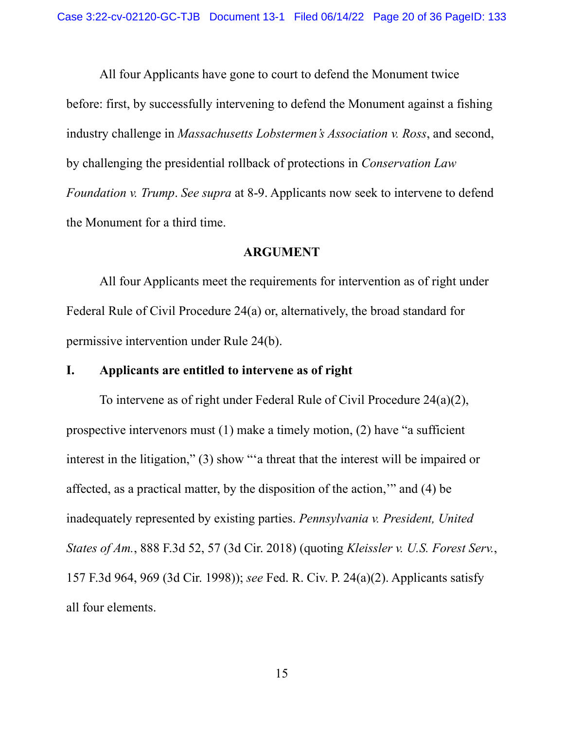All four Applicants have gone to court to defend the Monument twice before: first, by successfully intervening to defend the Monument against a fishing industry challenge in *Massachusetts Lobstermen's Association v. Ross*, and second, by challenging the presidential rollback of protections in *Conservation Law Foundation v. Trump*. *See supra* at 8-9. Applicants now seek to intervene to defend the Monument for a third time.

## ARGUMENT

All four Applicants meet the requirements for intervention as of right under Federal Rule of Civil Procedure 24(a) or, alternatively, the broad standard for permissive intervention under Rule 24(b).

### I. Applicants are entitled to intervene as of right

To intervene as of right under Federal Rule of Civil Procedure 24(a)(2), prospective intervenors must (1) make a timely motion, (2) have "a sufficient interest in the litigation," (3) show "'a threat that the interest will be impaired or affected, as a practical matter, by the disposition of the action,'" and (4) be inadequately represented by existing parties. *Pennsylvania v. President, United States of Am.*, 888 F.3d 52, 57 (3d Cir. 2018) (quoting *Kleissler v. U.S. Forest Serv.*, 157 F.3d 964, 969 (3d Cir. 1998)); *see* Fed. R. Civ. P. 24(a)(2). Applicants satisfy all four elements.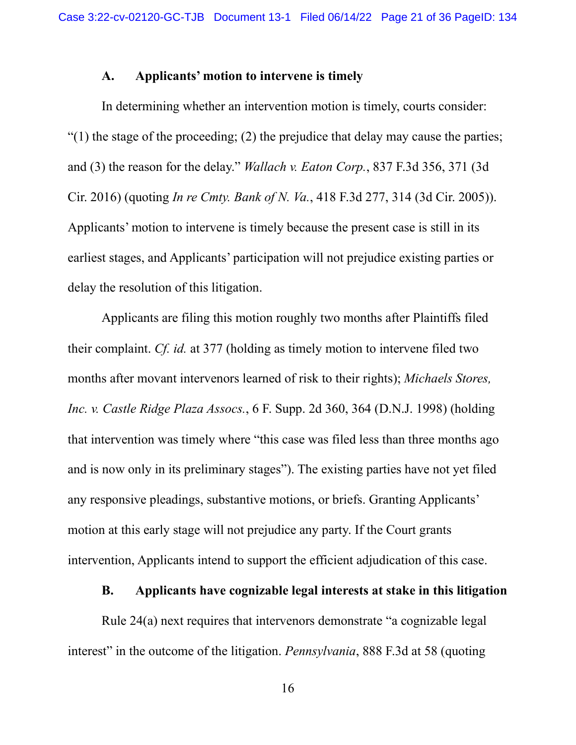### A. Applicants' motion to intervene is timely

In determining whether an intervention motion is timely, courts consider: "(1) the stage of the proceeding; (2) the prejudice that delay may cause the parties; and (3) the reason for the delay." *Wallach v. Eaton Corp.*, 837 F.3d 356, 371 (3d Cir. 2016) (quoting *In re Cmty. Bank of N. Va.*, 418 F.3d 277, 314 (3d Cir. 2005)). Applicants' motion to intervene is timely because the present case is still in its earliest stages, and Applicants' participation will not prejudice existing parties or delay the resolution of this litigation.

Applicants are filing this motion roughly two months after Plaintiffs filed their complaint. *Cf. id.* at 377 (holding as timely motion to intervene filed two months after movant intervenors learned of risk to their rights); *Michaels Stores, Inc. v. Castle Ridge Plaza Assocs.*, 6 F. Supp. 2d 360, 364 (D.N.J. 1998) (holding that intervention was timely where "this case was filed less than three months ago and is now only in its preliminary stages"). The existing parties have not yet filed any responsive pleadings, substantive motions, or briefs. Granting Applicants' motion at this early stage will not prejudice any party. If the Court grants intervention, Applicants intend to support the efficient adjudication of this case.

### B. Applicants have cognizable legal interests at stake in this litigation

Rule 24(a) next requires that intervenors demonstrate "a cognizable legal interest" in the outcome of the litigation. *Pennsylvania*, 888 F.3d at 58 (quoting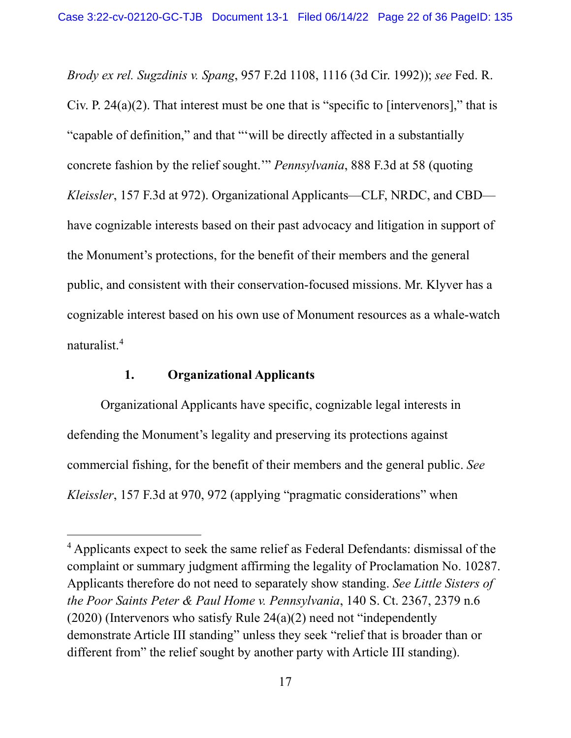*Brody ex rel. Sugzdinis v. Spang*, 957 F.2d 1108, 1116 (3d Cir. 1992)); *see* Fed. R. Civ. P. 24(a)(2). That interest must be one that is "specific to [intervenors]," that is "capable of definition," and that "'will be directly affected in a substantially concrete fashion by the relief sought.'" *Pennsylvania*, 888 F.3d at 58 (quoting *Kleissler*, 157 F.3d at 972). Organizational Applicants—CLF, NRDC, and CBD—have cognizable interests based on their past advocacy and litigation in support of the Monument's protections, for the benefit of their members and the general public, and consistent with their conservation-focused missions. Mr. Klyver has a cognizable interest based on his own use of Monument resources as a whale-watch naturalist.[4]

### 1. Organizational Applicants

Organizational Applicants have specific, cognizable legal interests in defending the Monument's legality and preserving its protections against commercial fishing, for the benefit of their members and the general public. *See Kleissler*, 157 F.3d at 970, 972 (applying "pragmatic considerations" when

---

[4] Applicants expect to seek the same relief as Federal Defendants: dismissal of the complaint or summary judgment affirming the legality of Proclamation No. 10287. Applicants therefore do not need to separately show standing. *See Little Sisters of the Poor Saints Peter & Paul Home v. Pennsylvania*, 140 S. Ct. 2367, 2379 n.6 (2020) (Intervenors who satisfy Rule 24(a)(2) need not "independently demonstrate Article III standing" unless they seek "relief that is broader than or different from" the relief sought by another party with Article III standing).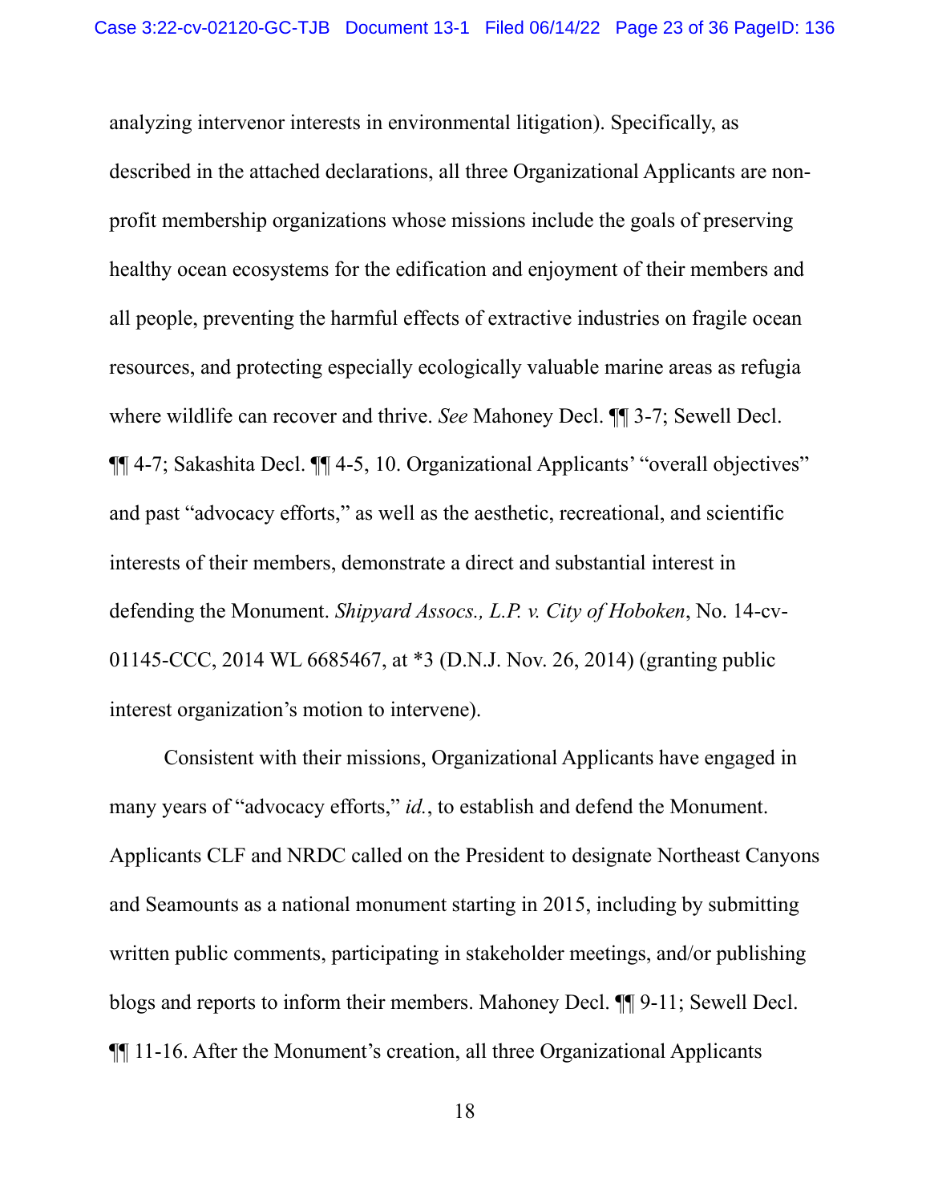analyzing intervenor interests in environmental litigation). Specifically, as described in the attached declarations, all three Organizational Applicants are non-profit membership organizations whose missions include the goals of preserving healthy ocean ecosystems for the edification and enjoyment of their members and all people, preventing the harmful effects of extractive industries on fragile ocean resources, and protecting especially ecologically valuable marine areas as refugia where wildlife can recover and thrive. *See* Mahoney Decl. ¶¶ 3-7; Sewell Decl. ¶¶ 4-7; Sakashita Decl. ¶¶ 4-5, 10. Organizational Applicants' "overall objectives" and past "advocacy efforts," as well as the aesthetic, recreational, and scientific interests of their members, demonstrate a direct and substantial interest in defending the Monument. *Shipyard Assocs., L.P. v. City of Hoboken*, No. 14-cv-01145-CCC, 2014 WL 6685467, at *3 (D.N.J. Nov. 26, 2014) (granting public interest organization's motion to intervene).

Consistent with their missions, Organizational Applicants have engaged in many years of "advocacy efforts," *id.*, to establish and defend the Monument. Applicants CLF and NRDC called on the President to designate Northeast Canyons and Seamounts as a national monument starting in 2015, including by submitting written public comments, participating in stakeholder meetings, and/or publishing blogs and reports to inform their members. Mahoney Decl. ¶¶ 9-11; Sewell Decl. ¶¶ 11-16. After the Monument's creation, all three Organizational Applicants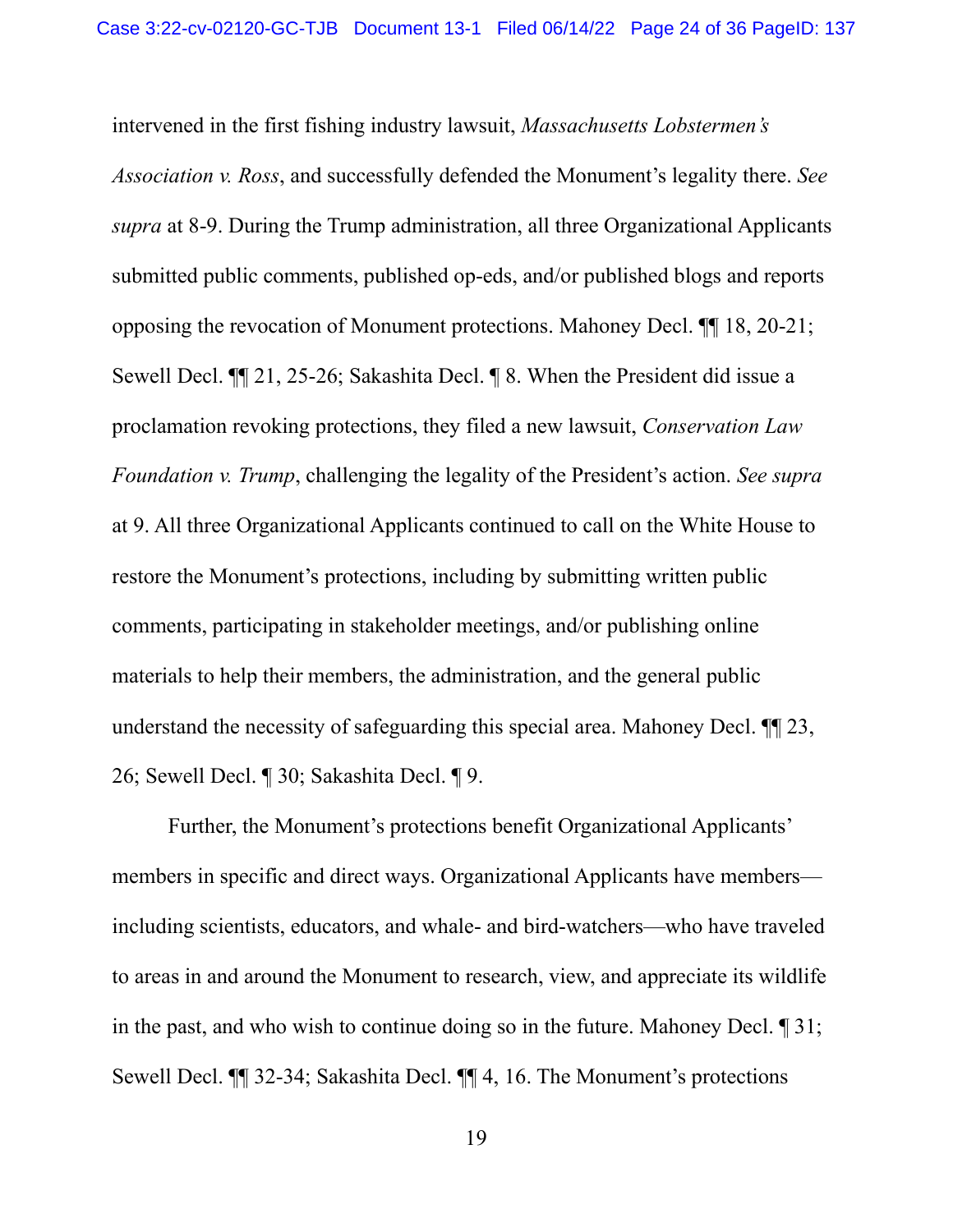intervened in the first fishing industry lawsuit, *Massachusetts Lobstermen's Association v. Ross*, and successfully defended the Monument's legality there. *See supra* at 8-9. During the Trump administration, all three Organizational Applicants submitted public comments, published op-eds, and/or published blogs and reports opposing the revocation of Monument protections. Mahoney Decl. ¶¶ 18, 20-21; Sewell Decl. ¶¶ 21, 25-26; Sakashita Decl. ¶ 8. When the President did issue a proclamation revoking protections, they filed a new lawsuit, *Conservation Law Foundation v. Trump*, challenging the legality of the President's action. *See supra* at 9. All three Organizational Applicants continued to call on the White House to restore the Monument's protections, including by submitting written public comments, participating in stakeholder meetings, and/or publishing online materials to help their members, the administration, and the general public understand the necessity of safeguarding this special area. Mahoney Decl. ¶¶ 23, 26; Sewell Decl. ¶ 30; Sakashita Decl. ¶ 9.

Further, the Monument's protections benefit Organizational Applicants' members in specific and direct ways. Organizational Applicants have members—including scientists, educators, and whale- and bird-watchers—who have traveled to areas in and around the Monument to research, view, and appreciate its wildlife in the past, and who wish to continue doing so in the future. Mahoney Decl. ¶ 31; Sewell Decl. ¶¶ 32-34; Sakashita Decl. ¶¶ 4, 16. The Monument's protections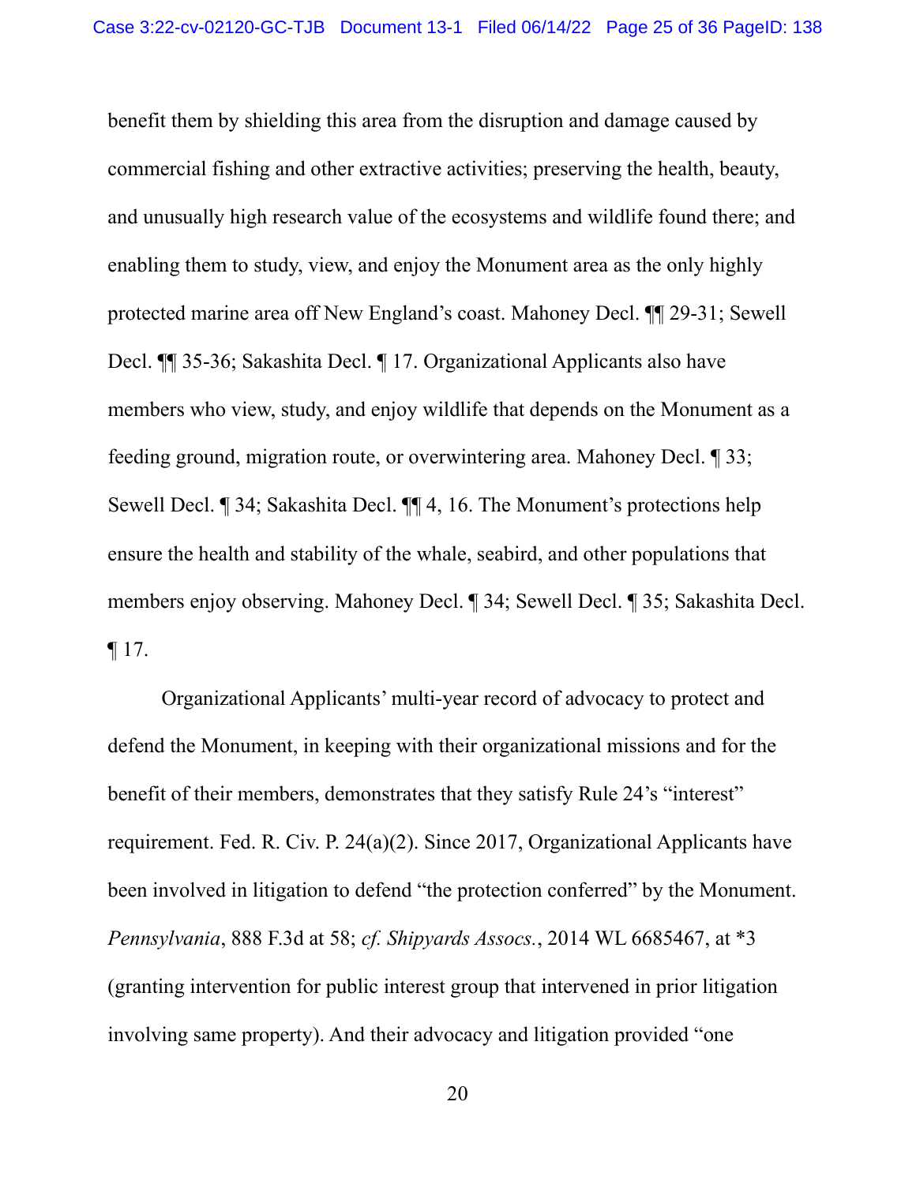benefit them by shielding this area from the disruption and damage caused by commercial fishing and other extractive activities; preserving the health, beauty, and unusually high research value of the ecosystems and wildlife found there; and enabling them to study, view, and enjoy the Monument area as the only highly protected marine area off New England's coast. Mahoney Decl. ¶¶ 29-31; Sewell Decl. ¶¶ 35-36; Sakashita Decl. ¶ 17. Organizational Applicants also have members who view, study, and enjoy wildlife that depends on the Monument as a feeding ground, migration route, or overwintering area. Mahoney Decl. ¶ 33; Sewell Decl. ¶ 34; Sakashita Decl. ¶¶ 4, 16. The Monument's protections help ensure the health and stability of the whale, seabird, and other populations that members enjoy observing. Mahoney Decl. ¶ 34; Sewell Decl. ¶ 35; Sakashita Decl. ¶ 17.

Organizational Applicants' multi-year record of advocacy to protect and defend the Monument, in keeping with their organizational missions and for the benefit of their members, demonstrates that they satisfy Rule 24's "interest" requirement. Fed. R. Civ. P. 24(a)(2). Since 2017, Organizational Applicants have been involved in litigation to defend "the protection conferred" by the Monument. *Pennsylvania*, 888 F.3d at 58; *cf. Shipyards Assocs.*, 2014 WL 6685467, at *3 (granting intervention for public interest group that intervened in prior litigation involving same property). And their advocacy and litigation provided "one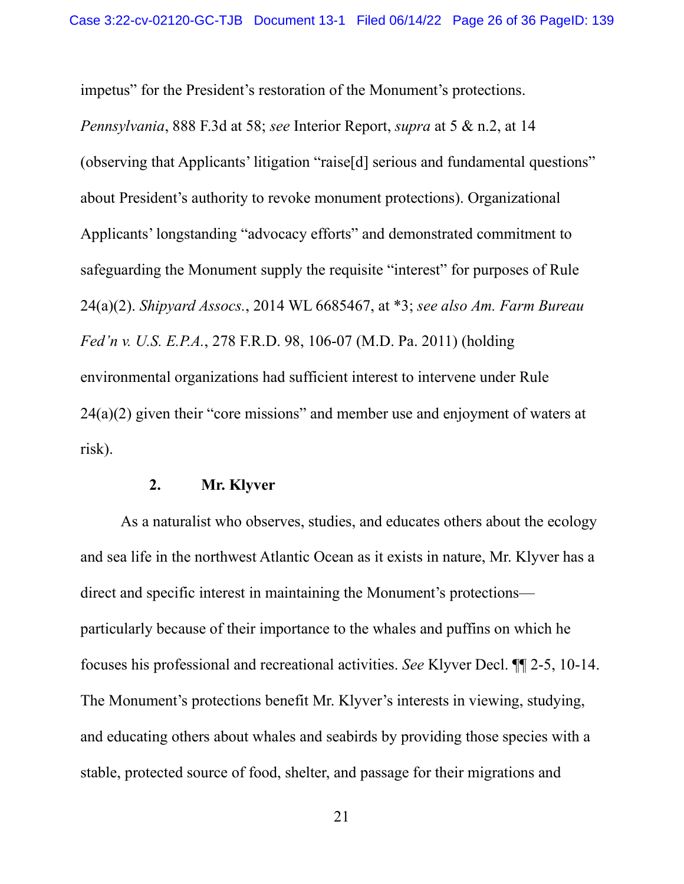impetus" for the President's restoration of the Monument's protections. *Pennsylvania*, 888 F.3d at 58; *see* Interior Report, *supra* at 5 & n.2, at 14 (observing that Applicants' litigation "raise[d] serious and fundamental questions" about President's authority to revoke monument protections). Organizational Applicants' longstanding "advocacy efforts" and demonstrated commitment to safeguarding the Monument supply the requisite "interest" for purposes of Rule 24(a)(2). *Shipyard Assocs.*, 2014 WL 6685467, at *3; *see also Am. Farm Bureau Fed'n v. U.S. E.P.A.*, 278 F.R.D. 98, 106-07 (M.D. Pa. 2011) (holding environmental organizations had sufficient interest to intervene under Rule 24(a)(2) given their "core missions" and member use and enjoyment of waters at risk).

#### 2. Mr. Klyver

As a naturalist who observes, studies, and educates others about the ecology and sea life in the northwest Atlantic Ocean as it exists in nature, Mr. Klyver has a direct and specific interest in maintaining the Monument's protections—particularly because of their importance to the whales and puffins on which he focuses his professional and recreational activities. *See* Klyver Decl. ¶¶ 2-5, 10-14. The Monument's protections benefit Mr. Klyver's interests in viewing, studying, and educating others about whales and seabirds by providing those species with a stable, protected source of food, shelter, and passage for their migrations and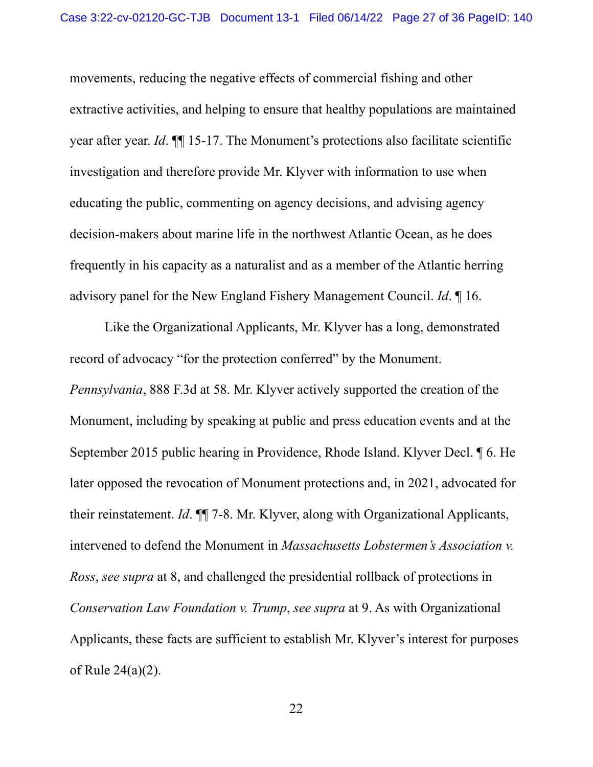movements, reducing the negative effects of commercial fishing and other extractive activities, and helping to ensure that healthy populations are maintained year after year. *Id*. ¶¶ 15-17. The Monument's protections also facilitate scientific investigation and therefore provide Mr. Klyver with information to use when educating the public, commenting on agency decisions, and advising agency decision-makers about marine life in the northwest Atlantic Ocean, as he does frequently in his capacity as a naturalist and as a member of the Atlantic herring advisory panel for the New England Fishery Management Council. *Id*. ¶ 16.

Like the Organizational Applicants, Mr. Klyver has a long, demonstrated record of advocacy "for the protection conferred" by the Monument. *Pennsylvania*, 888 F.3d at 58. Mr. Klyver actively supported the creation of the Monument, including by speaking at public and press education events and at the September 2015 public hearing in Providence, Rhode Island. Klyver Decl. ¶ 6. He later opposed the revocation of Monument protections and, in 2021, advocated for their reinstatement. *Id*. ¶¶ 7-8. Mr. Klyver, along with Organizational Applicants, intervened to defend the Monument in *Massachusetts Lobstermen's Association v. Ross*, *see supra* at 8, and challenged the presidential rollback of protections in *Conservation Law Foundation v. Trump*, *see supra* at 9. As with Organizational Applicants, these facts are sufficient to establish Mr. Klyver's interest for purposes of Rule 24(a)(2).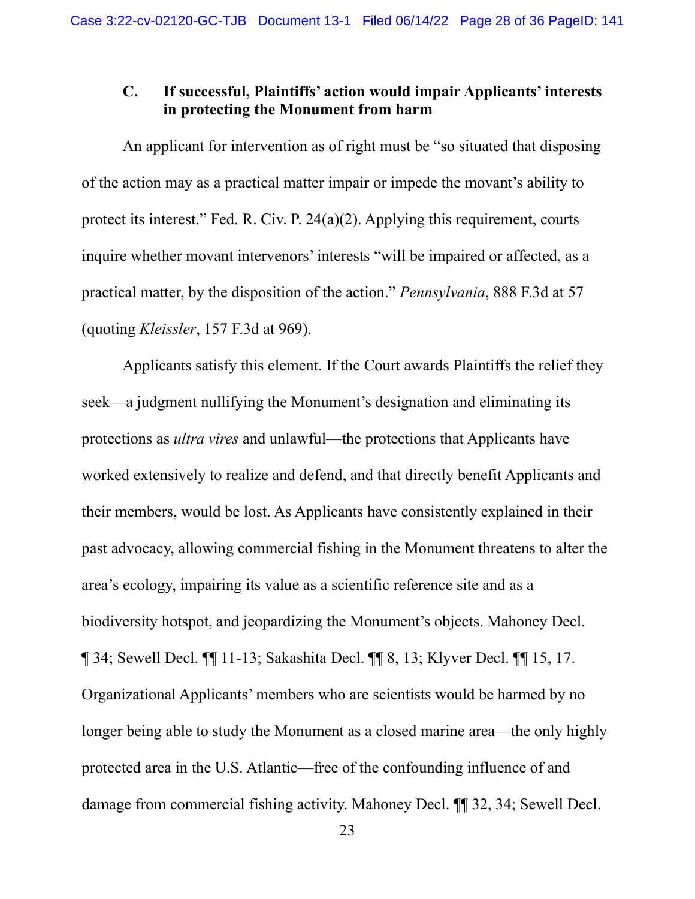### C. If successful, Plaintiffs' action would impair Applicants' interests in protecting the Monument from harm

An applicant for intervention as of right must be "so situated that disposing of the action may as a practical matter impair or impede the movant's ability to protect its interest." Fed. R. Civ. P. 24(a)(2). Applying this requirement, courts inquire whether movant intervenors' interests "will be impaired or affected, as a practical matter, by the disposition of the action." *Pennsylvania*, 888 F.3d at 57 (quoting *Kleissler*, 157 F.3d at 969).

Applicants satisfy this element. If the Court awards Plaintiffs the relief they seek—a judgment nullifying the Monument's designation and eliminating its protections as *ultra vires* and unlawful—the protections that Applicants have worked extensively to realize and defend, and that directly benefit Applicants and their members, would be lost. As Applicants have consistently explained in their past advocacy, allowing commercial fishing in the Monument threatens to alter the area's ecology, impairing its value as a scientific reference site and as a biodiversity hotspot, and jeopardizing the Monument's objects. Mahoney Decl. ¶ 34; Sewell Decl. ¶¶ 11-13; Sakashita Decl. ¶¶ 8, 13; Klyver Decl. ¶¶ 15, 17. Organizational Applicants' members who are scientists would be harmed by no longer being able to study the Monument as a closed marine area—the only highly protected area in the U.S. Atlantic—free of the confounding influence of and damage from commercial fishing activity. Mahoney Decl. ¶¶ 32, 34; Sewell Decl.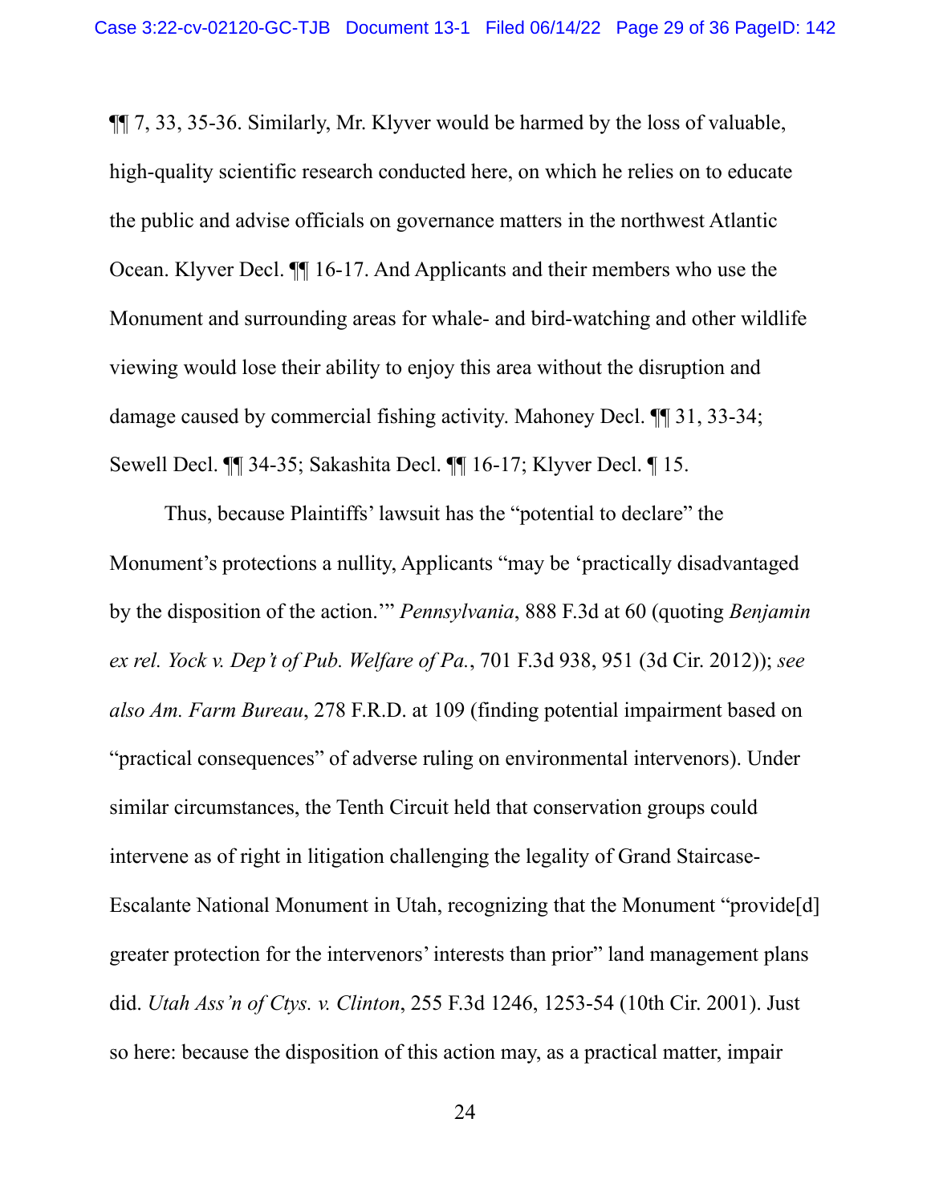¶¶ 7, 33, 35-36. Similarly, Mr. Klyver would be harmed by the loss of valuable, high-quality scientific research conducted here, on which he relies on to educate the public and advise officials on governance matters in the northwest Atlantic Ocean. Klyver Decl. ¶¶ 16-17. And Applicants and their members who use the Monument and surrounding areas for whale- and bird-watching and other wildlife viewing would lose their ability to enjoy this area without the disruption and damage caused by commercial fishing activity. Mahoney Decl. ¶¶ 31, 33-34; Sewell Decl. ¶¶ 34-35; Sakashita Decl. ¶¶ 16-17; Klyver Decl. ¶ 15.

Thus, because Plaintiffs' lawsuit has the "potential to declare" the Monument's protections a nullity, Applicants "may be 'practically disadvantaged by the disposition of the action.'" *Pennsylvania*, 888 F.3d at 60 (quoting *Benjamin ex rel. Yock v. Dep't of Pub. Welfare of Pa.*, 701 F.3d 938, 951 (3d Cir. 2012)); *see also Am. Farm Bureau*, 278 F.R.D. at 109 (finding potential impairment based on "practical consequences" of adverse ruling on environmental intervenors). Under similar circumstances, the Tenth Circuit held that conservation groups could intervene as of right in litigation challenging the legality of Grand Staircase-Escalante National Monument in Utah, recognizing that the Monument "provide[d] greater protection for the intervenors' interests than prior" land management plans did. *Utah Ass'n of Ctys. v. Clinton*, 255 F.3d 1246, 1253-54 (10th Cir. 2001). Just so here: because the disposition of this action may, as a practical matter, impair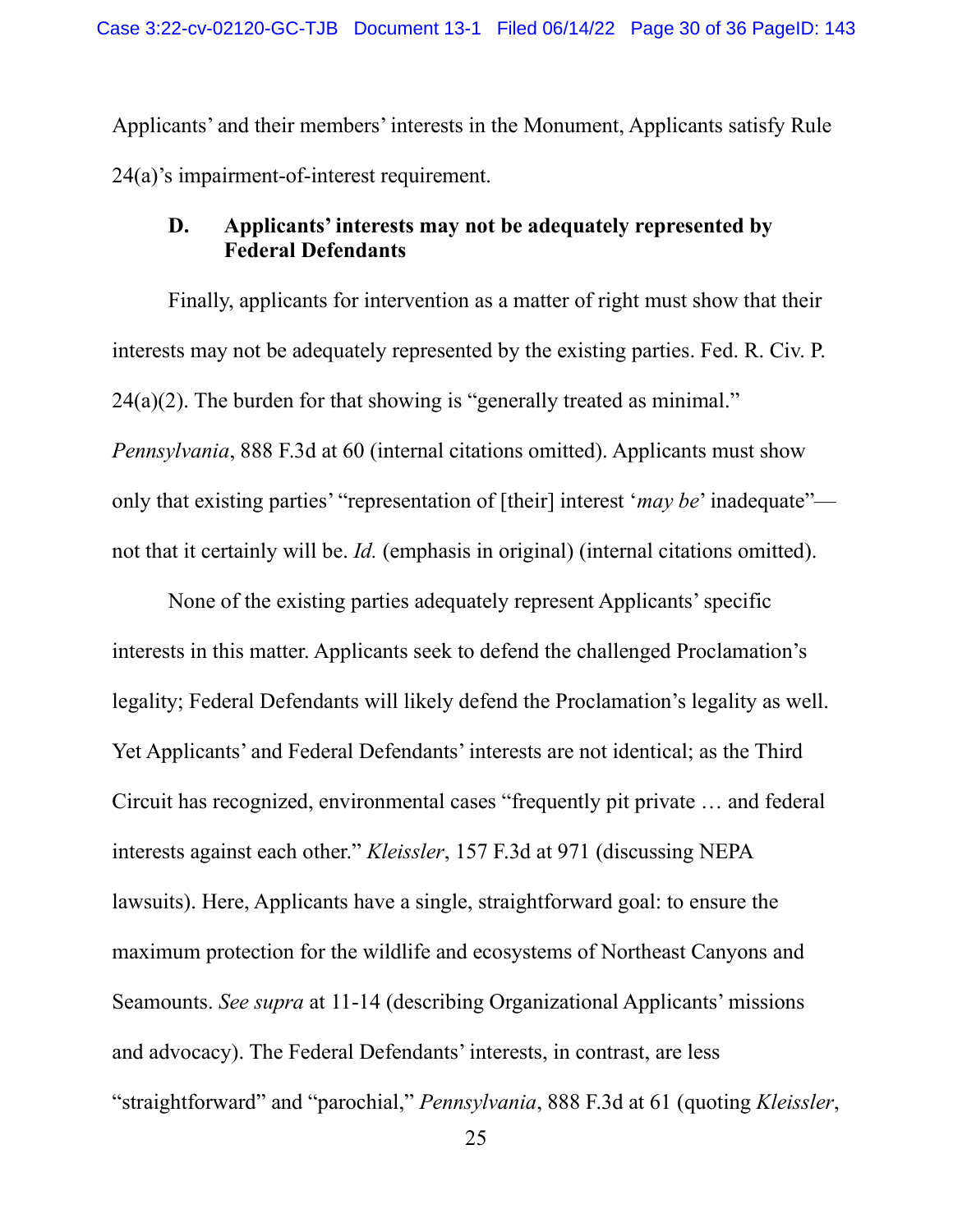Applicants' and their members' interests in the Monument, Applicants satisfy Rule 24(a)'s impairment-of-interest requirement.

### D. Applicants' interests may not be adequately represented by Federal Defendants

Finally, applicants for intervention as a matter of right must show that their interests may not be adequately represented by the existing parties. Fed. R. Civ. P. 24(a)(2). The burden for that showing is "generally treated as minimal." *Pennsylvania*, 888 F.3d at 60 (internal citations omitted). Applicants must show only that existing parties' "representation of [their] interest '*may be*' inadequate"—not that it certainly will be. *Id.* (emphasis in original) (internal citations omitted).

None of the existing parties adequately represent Applicants' specific interests in this matter. Applicants seek to defend the challenged Proclamation's legality; Federal Defendants will likely defend the Proclamation's legality as well. Yet Applicants' and Federal Defendants' interests are not identical; as the Third Circuit has recognized, environmental cases "frequently pit private … and federal interests against each other." *Kleissler*, 157 F.3d at 971 (discussing NEPA lawsuits). Here, Applicants have a single, straightforward goal: to ensure the maximum protection for the wildlife and ecosystems of Northeast Canyons and Seamounts. *See supra* at 11-14 (describing Organizational Applicants' missions and advocacy). The Federal Defendants' interests, in contrast, are less "straightforward" and "parochial," *Pennsylvania*, 888 F.3d at 61 (quoting *Kleissler*,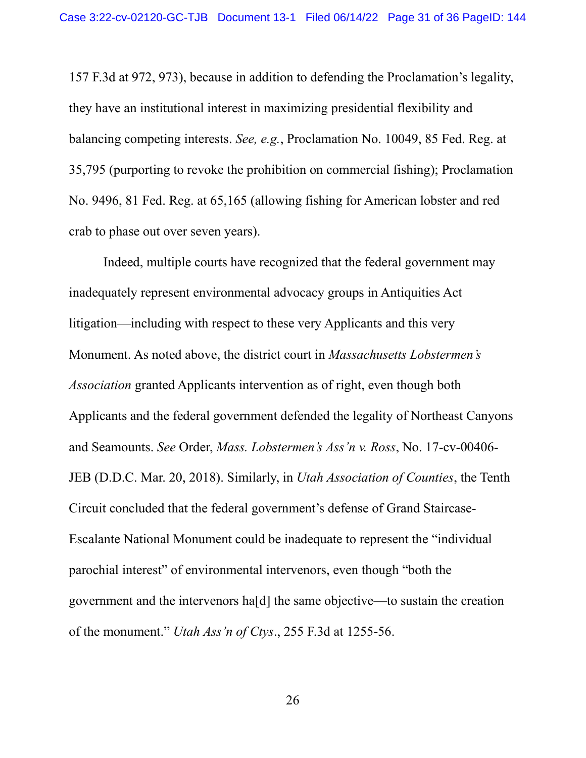157 F.3d at 972, 973), because in addition to defending the Proclamation's legality, they have an institutional interest in maximizing presidential flexibility and balancing competing interests. *See, e.g.*, Proclamation No. 10049, 85 Fed. Reg. at 35,795 (purporting to revoke the prohibition on commercial fishing); Proclamation No. 9496, 81 Fed. Reg. at 65,165 (allowing fishing for American lobster and red crab to phase out over seven years).

Indeed, multiple courts have recognized that the federal government may inadequately represent environmental advocacy groups in Antiquities Act litigation—including with respect to these very Applicants and this very Monument. As noted above, the district court in *Massachusetts Lobstermen's Association* granted Applicants intervention as of right, even though both Applicants and the federal government defended the legality of Northeast Canyons and Seamounts. *See* Order, *Mass. Lobstermen's Ass'n v. Ross*, No. 17-cv-00406-JEB (D.D.C. Mar. 20, 2018). Similarly, in *Utah Association of Counties*, the Tenth Circuit concluded that the federal government's defense of Grand Staircase-Escalante National Monument could be inadequate to represent the "individual parochial interest" of environmental intervenors, even though "both the government and the intervenors ha[d] the same objective—to sustain the creation of the monument." *Utah Ass'n of Ctys*., 255 F.3d at 1255-56.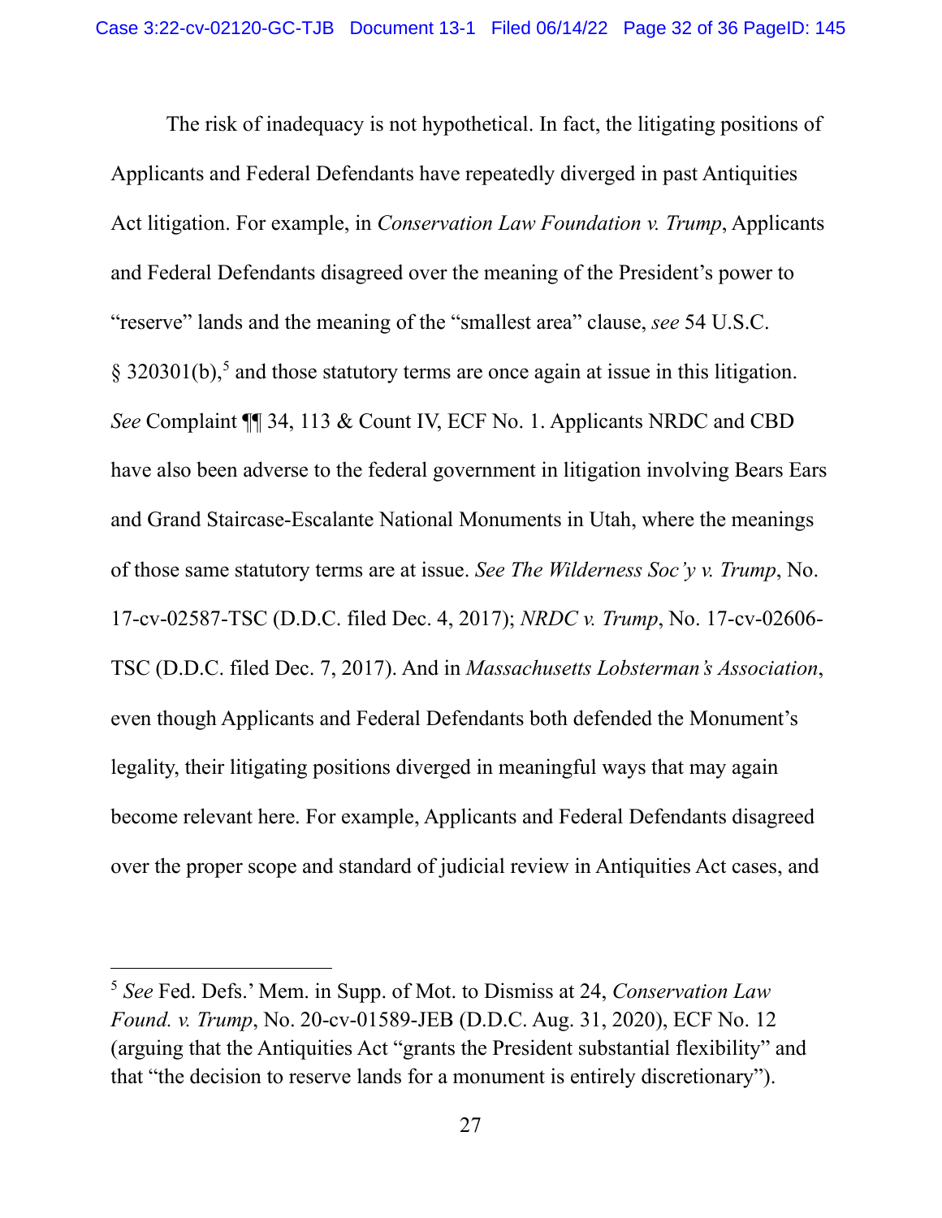The risk of inadequacy is not hypothetical. In fact, the litigating positions of Applicants and Federal Defendants have repeatedly diverged in past Antiquities Act litigation. For example, in *Conservation Law Foundation v. Trump*, Applicants and Federal Defendants disagreed over the meaning of the President's power to "reserve" lands and the meaning of the "smallest area" clause, *see* 54 U.S.C. § 320301(b),[5] and those statutory terms are once again at issue in this litigation. *See* Complaint ¶¶ 34, 113 & Count IV, ECF No. 1. Applicants NRDC and CBD have also been adverse to the federal government in litigation involving Bears Ears and Grand Staircase-Escalante National Monuments in Utah, where the meanings of those same statutory terms are at issue. *See The Wilderness Soc'y v. Trump*, No. 17-cv-02587-TSC (D.D.C. filed Dec. 4, 2017); *NRDC v. Trump*, No. 17-cv-02606-TSC (D.D.C. filed Dec. 7, 2017). And in *Massachusetts Lobsterman's Association*, even though Applicants and Federal Defendants both defended the Monument's legality, their litigating positions diverged in meaningful ways that may again become relevant here. For example, Applicants and Federal Defendants disagreed over the proper scope and standard of judicial review in Antiquities Act cases, and

---

[5] *See* Fed. Defs.' Mem. in Supp. of Mot. to Dismiss at 24, *Conservation Law Found. v. Trump*, No. 20-cv-01589-JEB (D.D.C. Aug. 31, 2020), ECF No. 12 (arguing that the Antiquities Act "grants the President substantial flexibility" and that "the decision to reserve lands for a monument is entirely discretionary").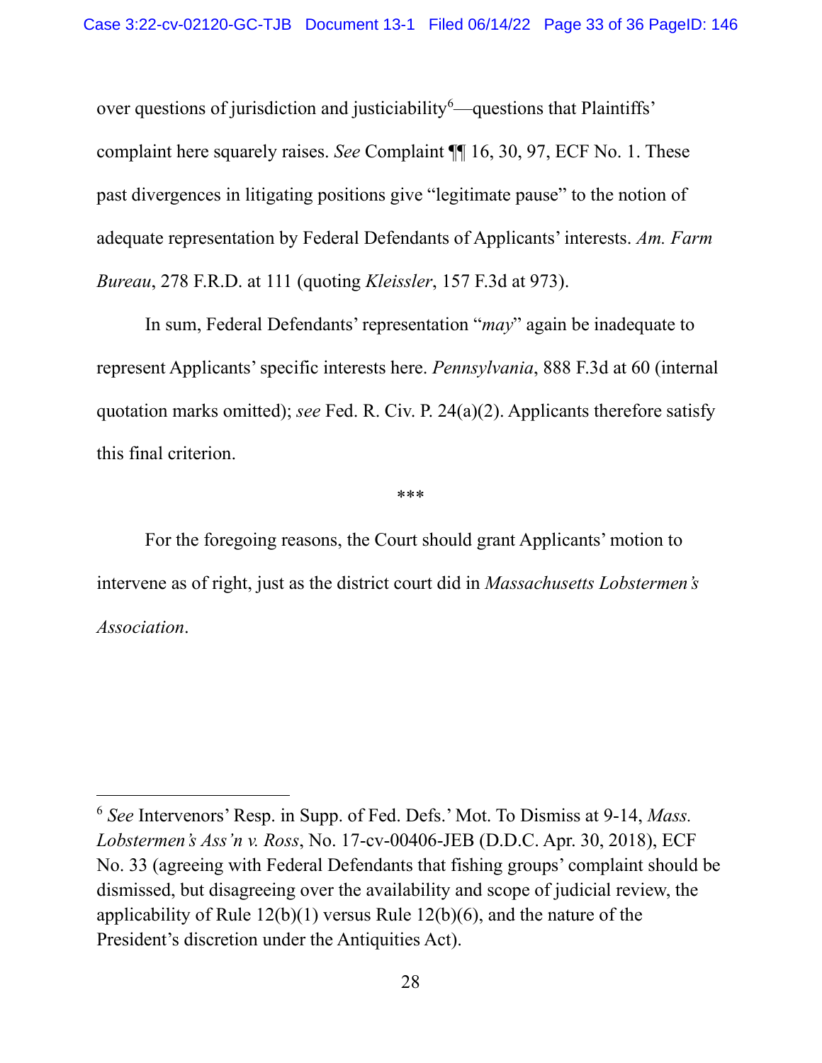over questions of jurisdiction and justiciability[6]—questions that Plaintiffs' complaint here squarely raises. *See* Complaint ¶¶ 16, 30, 97, ECF No. 1. These past divergences in litigating positions give "legitimate pause" to the notion of adequate representation by Federal Defendants of Applicants' interests. *Am. Farm Bureau*, 278 F.R.D. at 111 (quoting *Kleissler*, 157 F.3d at 973).

In sum, Federal Defendants' representation "*may*" again be inadequate to represent Applicants' specific interests here. *Pennsylvania*, 888 F.3d at 60 (internal quotation marks omitted); *see* Fed. R. Civ. P. 24(a)(2). Applicants therefore satisfy this final criterion.

\*\*\*

For the foregoing reasons, the Court should grant Applicants' motion to intervene as of right, just as the district court did in *Massachusetts Lobstermen's Association*.

---

[6] *See* Intervenors' Resp. in Supp. of Fed. Defs.' Mot. To Dismiss at 9-14, *Mass. Lobstermen's Ass'n v. Ross*, No. 17-cv-00406-JEB (D.D.C. Apr. 30, 2018), ECF No. 33 (agreeing with Federal Defendants that fishing groups' complaint should be dismissed, but disagreeing over the availability and scope of judicial review, the applicability of Rule 12(b)(1) versus Rule 12(b)(6), and the nature of the President's discretion under the Antiquities Act).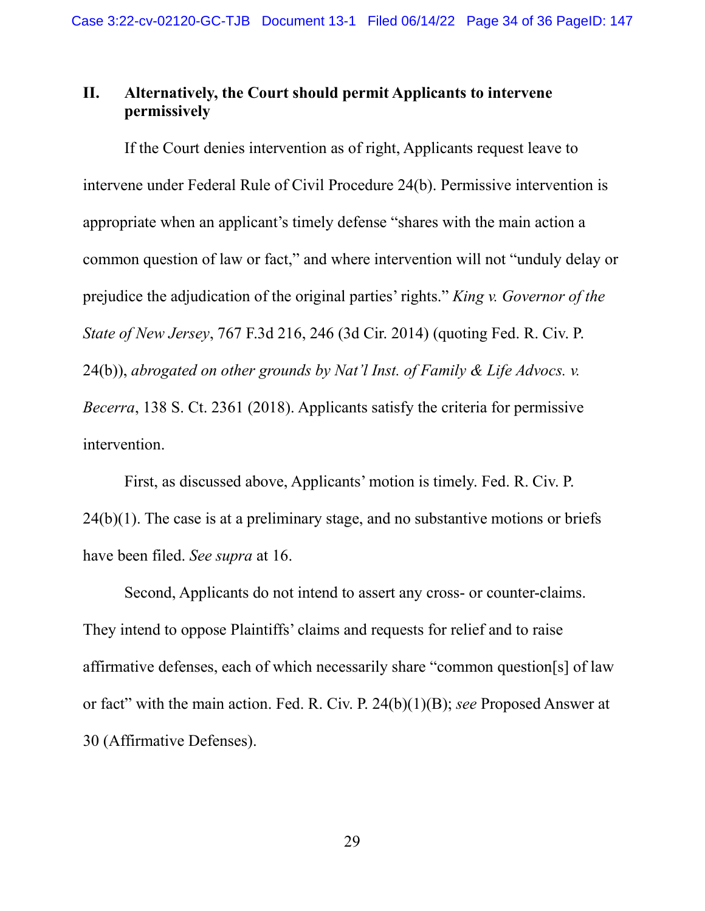## II. Alternatively, the Court should permit Applicants to intervene permissively

If the Court denies intervention as of right, Applicants request leave to intervene under Federal Rule of Civil Procedure 24(b). Permissive intervention is appropriate when an applicant's timely defense "shares with the main action a common question of law or fact," and where intervention will not "unduly delay or prejudice the adjudication of the original parties' rights." *King v. Governor of the State of New Jersey*, 767 F.3d 216, 246 (3d Cir. 2014) (quoting Fed. R. Civ. P. 24(b)), *abrogated on other grounds by Nat'l Inst. of Family & Life Advocs. v. Becerra*, 138 S. Ct. 2361 (2018). Applicants satisfy the criteria for permissive intervention.

First, as discussed above, Applicants' motion is timely. Fed. R. Civ. P. 24(b)(1). The case is at a preliminary stage, and no substantive motions or briefs have been filed. *See supra* at 16.

Second, Applicants do not intend to assert any cross- or counter-claims. They intend to oppose Plaintiffs' claims and requests for relief and to raise affirmative defenses, each of which necessarily share "common question[s] of law or fact" with the main action. Fed. R. Civ. P. 24(b)(1)(B); *see* Proposed Answer at 30 (Affirmative Defenses).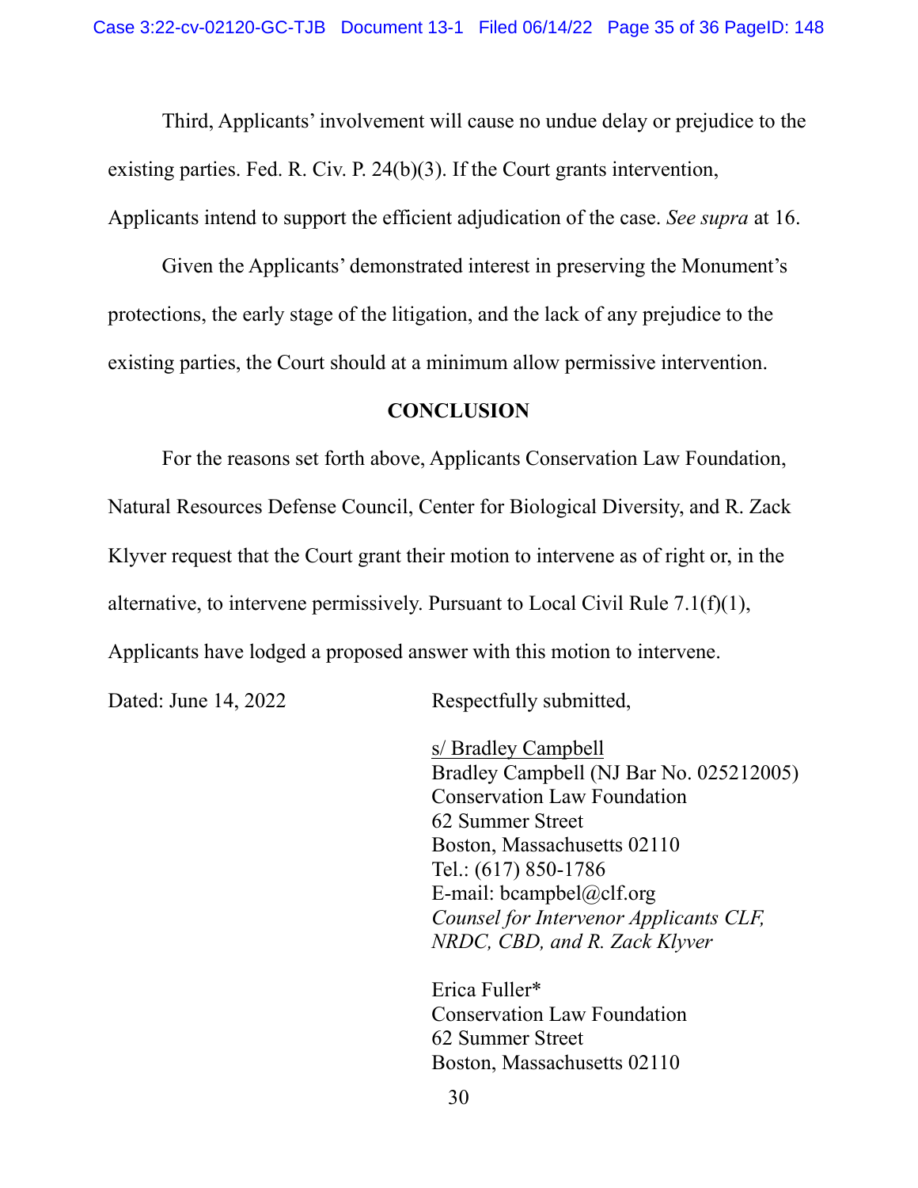Third, Applicants' involvement will cause no undue delay or prejudice to the existing parties. Fed. R. Civ. P. 24(b)(3). If the Court grants intervention, Applicants intend to support the efficient adjudication of the case. *See supra* at 16.

Given the Applicants' demonstrated interest in preserving the Monument's protections, the early stage of the litigation, and the lack of any prejudice to the existing parties, the Court should at a minimum allow permissive intervention.

## CONCLUSION

For the reasons set forth above, Applicants Conservation Law Foundation, Natural Resources Defense Council, Center for Biological Diversity, and R. Zack Klyver request that the Court grant their motion to intervene as of right or, in the alternative, to intervene permissively. Pursuant to Local Civil Rule 7.1(f)(1), Applicants have lodged a proposed answer with this motion to intervene.

Dated: June 14, 2022

Respectfully submitted,

s/ Bradley Campbell
Bradley Campbell (NJ Bar No. 025212005)
Conservation Law Foundation
62 Summer Street
Boston, Massachusetts 02110
Tel.: (617) 850-1786
E-mail: bcampbel@clf.org
*Counsel for Intervenor Applicants CLF, NRDC, CBD, and R. Zack Klyver*

Erica Fuller*
Conservation Law Foundation
62 Summer Street
Boston, Massachusetts 02110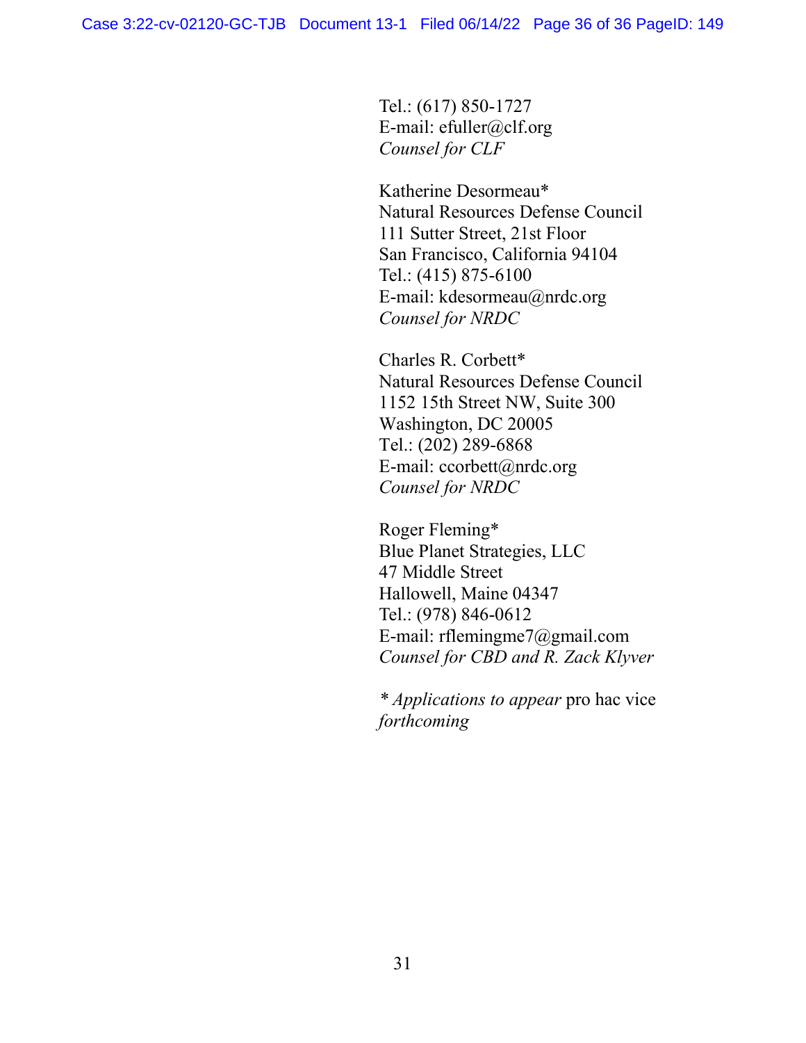Tel.: (617) 850-1727
E-mail: efuller@clf.org
*Counsel for CLF*

Katherine Desormeau*
Natural Resources Defense Council
111 Sutter Street, 21st Floor
San Francisco, California 94104
Tel.: (415) 875-6100
E-mail: kdesormeau@nrdc.org
*Counsel for NRDC*

Charles R. Corbett*
Natural Resources Defense Council
1152 15th Street NW, Suite 300
Washington, DC 20005
Tel.: (202) 289-6868
E-mail: ccorbett@nrdc.org
*Counsel for NRDC*

Roger Fleming*
Blue Planet Strategies, LLC
47 Middle Street
Hallowell, Maine 04347
Tel.: (978) 846-0612
E-mail: rflemingme7@gmail.com
*Counsel for CBD and R. Zack Klyver*

\* *Applications to appear* pro hac vice *forthcoming*